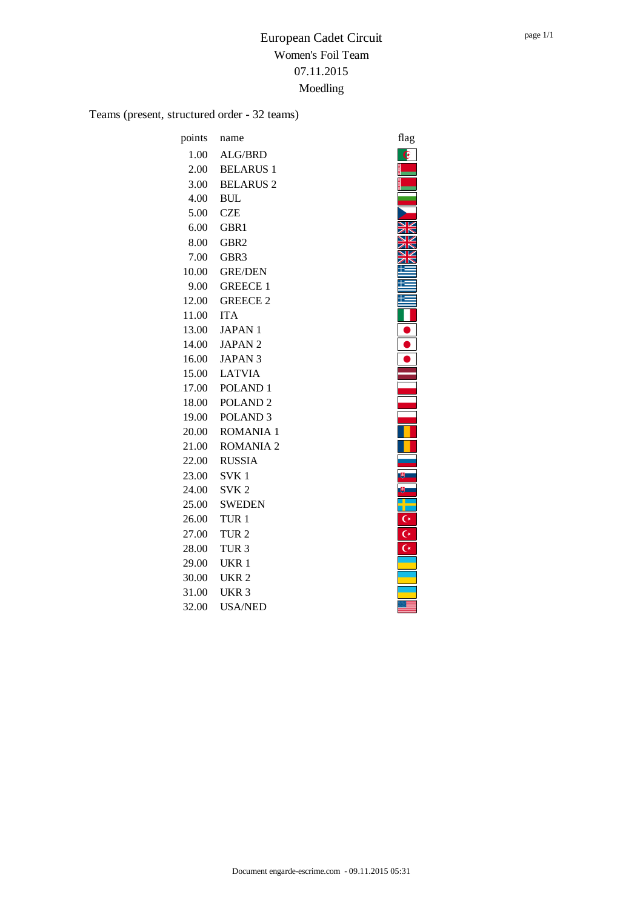# European Cadet Circuit

## Women's Foil Team

## 07.11.2015

## Moedling

Teams (present, structured order - 32 teams)

| points | name | flag |
|---|---|---|
| 1.00 | ALG/BRD | |
| 2.00 | BELARUS 1 | |
| 3.00 | BELARUS 2 | |
| 4.00 | BUL | |
| 5.00 | CZE | |
| 6.00 | GBR1 | |
| 8.00 | GBR2 | |
| 7.00 | GBR3 | |
| 10.00 | GRE/DEN | |
| 9.00 | GREECE 1 | |
| 12.00 | GREECE 2 | |
| 11.00 | ITA | |
| 13.00 | JAPAN 1 | |
| 14.00 | JAPAN 2 | |
| 16.00 | JAPAN 3 | |
| 15.00 | LATVIA | |
| 17.00 | POLAND 1 | |
| 18.00 | POLAND 2 | |
| 19.00 | POLAND 3 | |
| 20.00 | ROMANIA 1 | |
| 21.00 | ROMANIA 2 | |
| 22.00 | RUSSIA | |
| 23.00 | SVK 1 | |
| 24.00 | SVK 2 | |
| 25.00 | SWEDEN | |
| 26.00 | TUR 1 | |
| 27.00 | TUR 2 | |
| 28.00 | TUR 3 | |
| 29.00 | UKR 1 | |
| 30.00 | UKR 2 | |
| 31.00 | UKR 3 | |
| 32.00 | USA/NED | |

Document engarde-escrime.com - 09.11.2015 05:31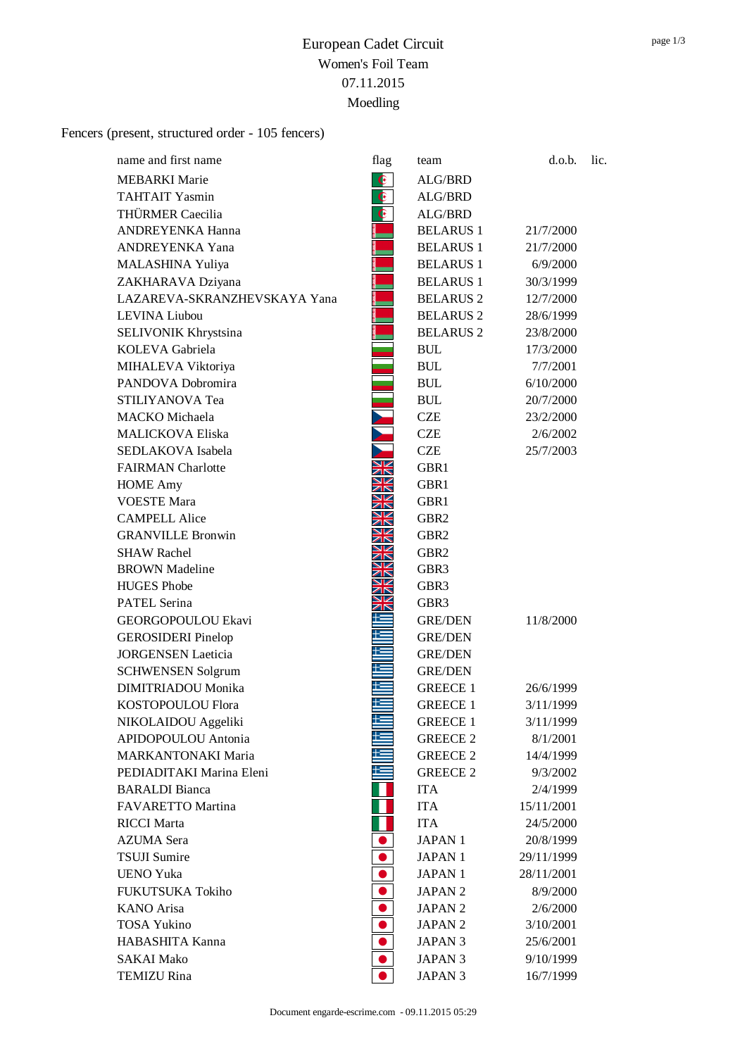# European Cadet Circuit

## Women's Foil Team

## 07.11.2015

## Moedling

Fencers (present, structured order - 105 fencers)

| name and first name | flag | team | d.o.b. | lic. |
|---|---|---|---|---|
| MEBARKI Marie | | ALG/BRD | | |
| TAHTAIT Yasmin | | ALG/BRD | | |
| THÜRMER Caecilia | | ALG/BRD | | |
| ANDREYENKA Hanna | | BELARUS 1 | 21/7/2000 | |
| ANDREYENKA Yana | | BELARUS 1 | 21/7/2000 | |
| MALASHINA Yuliya | | BELARUS 1 | 6/9/2000 | |
| ZAKHARAVA Dziyana | | BELARUS 1 | 30/3/1999 | |
| LAZAREVA-SKRANZHEVSKAYA Yana | | BELARUS 2 | 12/7/2000 | |
| LEVINA Liubou | | BELARUS 2 | 28/6/1999 | |
| SELIVONIK Khrystsina | | BELARUS 2 | 23/8/2000 | |
| KOLEVA Gabriela | | BUL | 17/3/2000 | |
| MIHALEVA Viktoriya | | BUL | 7/7/2001 | |
| PANDOVA Dobromira | | BUL | 6/10/2000 | |
| STILIYANOVA Tea | | BUL | 20/7/2000 | |
| MACKO Michaela | | CZE | 23/2/2000 | |
| MALICKOVA Eliska | | CZE | 2/6/2002 | |
| SEDLAKOVA Isabela | | CZE | 25/7/2003 | |
| FAIRMAN Charlotte | | GBR1 | | |
| HOME Amy | | GBR1 | | |
| VOESTE Mara | | GBR1 | | |
| CAMPELL Alice | | GBR2 | | |
| GRANVILLE Bronwin | | GBR2 | | |
| SHAW Rachel | | GBR2 | | |
| BROWN Madeline | | GBR3 | | |
| HUGES Phobe | | GBR3 | | |
| PATEL Serina | | GBR3 | | |
| GEORGOPOULOU Ekavi | | GRE/DEN | 11/8/2000 | |
| GEROSIDERI Pinelop | | GRE/DEN | | |
| JORGENSEN Laeticia | | GRE/DEN | | |
| SCHWENSEN Solgrum | | GRE/DEN | | |
| DIMITRIADOU Monika | | GREECE 1 | 26/6/1999 | |
| KOSTOPOULOU Flora | | GREECE 1 | 3/11/1999 | |
| NIKOLAIDOU Aggeliki | | GREECE 1 | 3/11/1999 | |
| APIDOPOULOU Antonia | | GREECE 2 | 8/1/2001 | |
| MARKANTONAKI Maria | | GREECE 2 | 14/4/1999 | |
| PEDIADITAKI Marina Eleni | | GREECE 2 | 9/3/2002 | |
| BARALDI Bianca | | ITA | 2/4/1999 | |
| FAVARETTO Martina | | ITA | 15/11/2001 | |
| RICCI Marta | | ITA | 24/5/2000 | |
| AZUMA Sera | | JAPAN 1 | 20/8/1999 | |
| TSUJI Sumire | | JAPAN 1 | 29/11/1999 | |
| UENO Yuka | | JAPAN 1 | 28/11/2001 | |
| FUKUTSUKA Tokiho | | JAPAN 2 | 8/9/2000 | |
| KANO Arisa | | JAPAN 2 | 2/6/2000 | |
| TOSA Yukino | | JAPAN 2 | 3/10/2001 | |
| HABASHITA Kanna | | JAPAN 3 | 25/6/2001 | |
| SAKAI Mako | | JAPAN 3 | 9/10/1999 | |
| TEMIZU Rina | | JAPAN 3 | 16/7/1999 | |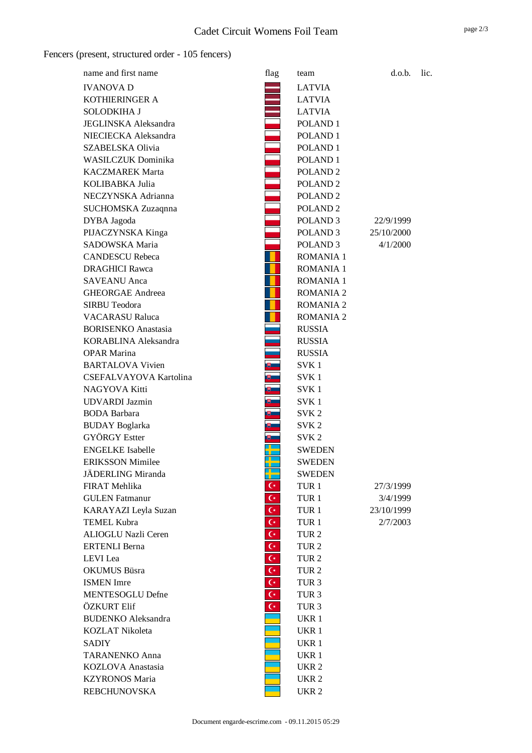# Cadet Circuit Womens Foil Team

Fencers (present, structured order - 105 fencers)

| name and first name | flag | team | d.o.b. | lic. |
|---|---|---|---|---|
| IVANOVA D | | LATVIA | | |
| KOTHIERINGER A | | LATVIA | | |
| SOLODKIHA J | | LATVIA | | |
| JEGLINSKA Aleksandra | | POLAND 1 | | |
| NIECIECKA Aleksandra | | POLAND 1 | | |
| SZABELSKA Olivia | | POLAND 1 | | |
| WASILCZUK Dominika | | POLAND 1 | | |
| KACZMAREK Marta | | POLAND 2 | | |
| KOLIBABKA Julia | | POLAND 2 | | |
| NECZYNSKA Adrianna | | POLAND 2 | | |
| SUCHOMSKA Zuzaqnna | | POLAND 2 | | |
| DYBA Jagoda | | POLAND 3 | 22/9/1999 | |
| PIJACZYNSKA Kinga | | POLAND 3 | 25/10/2000 | |
| SADOWSKA Maria | | POLAND 3 | 4/1/2000 | |
| CANDESCU Rebeca | | ROMANIA 1 | | |
| DRAGHICI Rawca | | ROMANIA 1 | | |
| SAVEANU Anca | | ROMANIA 1 | | |
| GHEORGAE Andreea | | ROMANIA 2 | | |
| SIRBU Teodora | | ROMANIA 2 | | |
| VACARASU Raluca | | ROMANIA 2 | | |
| BORISENKO Anastasia | | RUSSIA | | |
| KORABLINA Aleksandra | | RUSSIA | | |
| OPAR Marina | | RUSSIA | | |
| BARTALOVA Vivien | | SVK 1 | | |
| CSEFALVAYOVA Kartolina | | SVK 1 | | |
| NAGYOVA Kitti | | SVK 1 | | |
| UDVARDI Jazmin | | SVK 1 | | |
| BODA Barbara | | SVK 2 | | |
| BUDAY Boglarka | | SVK 2 | | |
| GYÖRGY Estter | | SVK 2 | | |
| ENGELKE Isabelle | | SWEDEN | | |
| ERIKSSON Mimilee | | SWEDEN | | |
| JÄDERLING Miranda | | SWEDEN | | |
| FIRAT Mehlika | | TUR 1 | 27/3/1999 | |
| GULEN Fatmanur | | TUR 1 | 3/4/1999 | |
| KARAYAZI Leyla Suzan | | TUR 1 | 23/10/1999 | |
| TEMEL Kubra | | TUR 1 | 2/7/2003 | |
| ALIOGLU Nazli Ceren | | TUR 2 | | |
| ERTENLI Berna | | TUR 2 | | |
| LEVI Lea | | TUR 2 | | |
| OKUMUS Büsra | | TUR 2 | | |
| ISMEN Imre | | TUR 3 | | |
| MENTESOGLU Defne | | TUR 3 | | |
| ÖZKURT Elif | | TUR 3 | | |
| BUDENKO Aleksandra | | UKR 1 | | |
| KOZLAT Nikoleta | | UKR 1 | | |
| SADIY | | UKR 1 | | |
| TARANENKO Anna | | UKR 1 | | |
| KOZLOVA Anastasia | | UKR 2 | | |
| KZYRONOS Maria | | UKR 2 | | |
| REBCHUNOVSKA | | UKR 2 | | |

Document engarde-escrime.com - 09.11.2015 05:29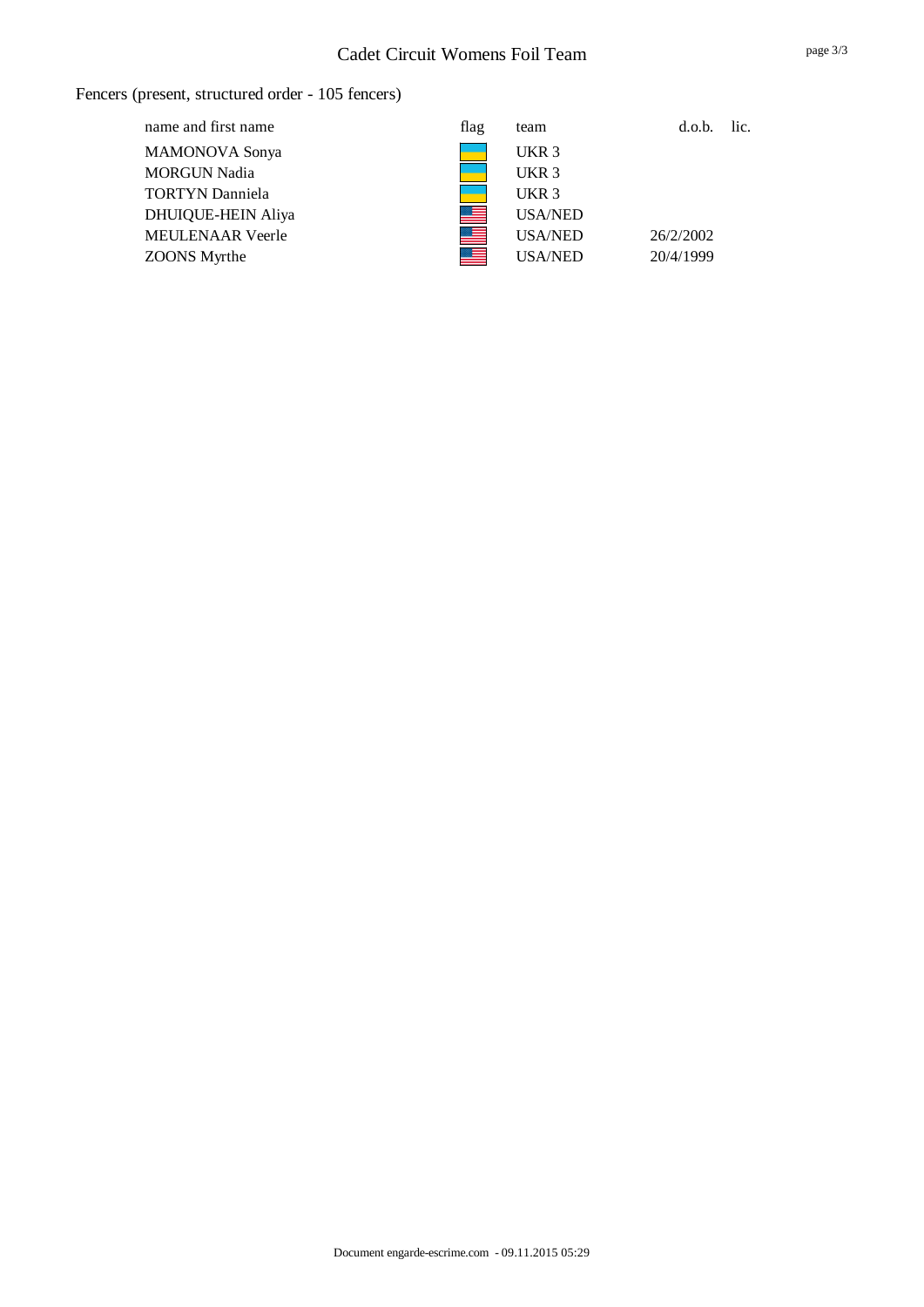Fencers (present, structured order - 105 fencers)

| name and first name | flag | team | d.o.b. | lic. |
|---|---|---|---|---|
| MAMONOVA Sonya | | UKR 3 | | |
| MORGUN Nadia | | UKR 3 | | |
| TORTYN Danniela | | UKR 3 | | |
| DHUIQUE-HEIN Aliya | | USA/NED | | |
| MEULENAAR Veerle | | USA/NED | 26/2/2002 | |
| ZOONS Myrthe | | USA/NED | 20/4/1999 | |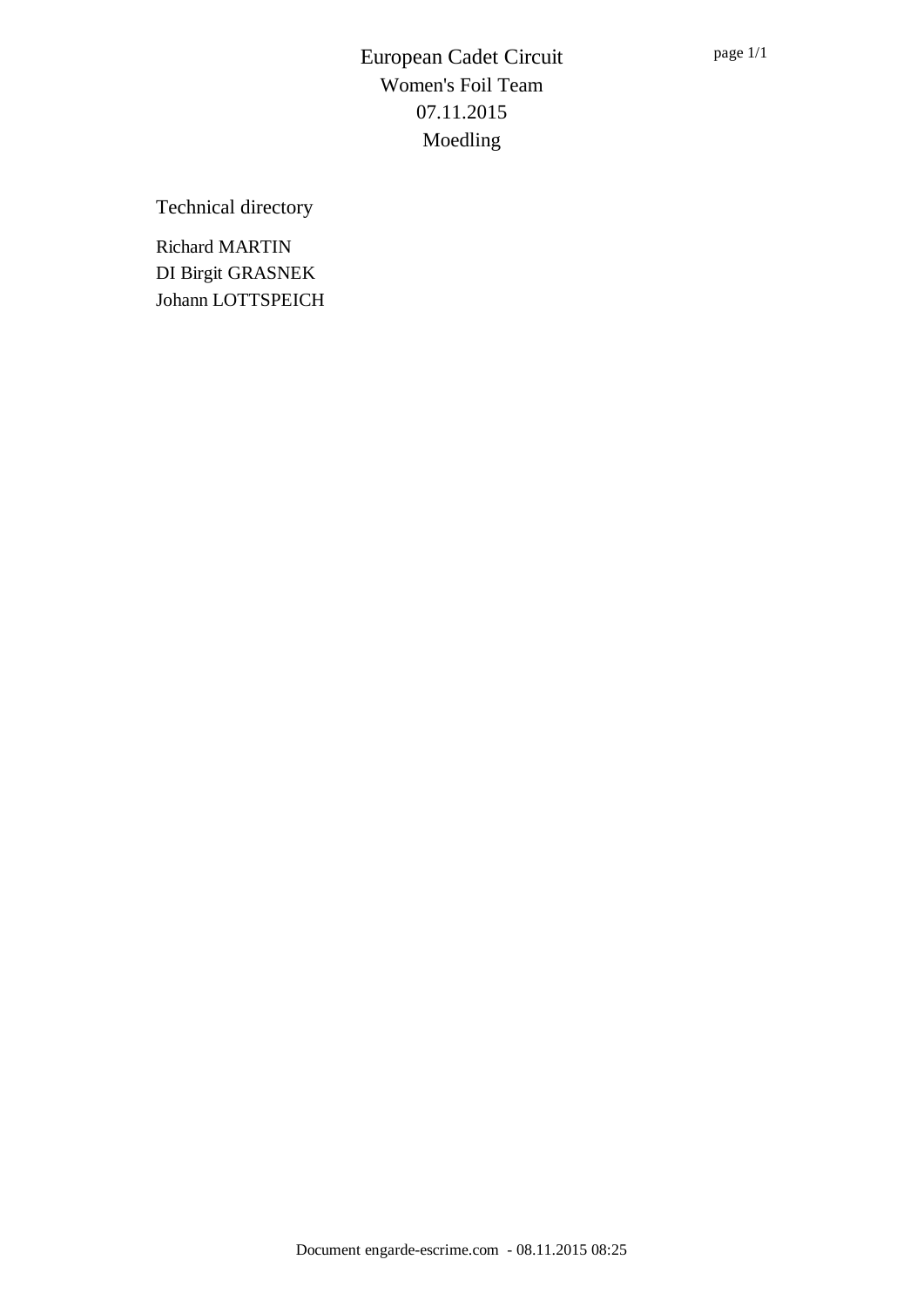# European Cadet Circuit

## Women's Foil Team

## 07.11.2015

## Moedling

### Technical directory

Richard MARTIN
DI Birgit GRASNEK
Johann LOTTSPEICH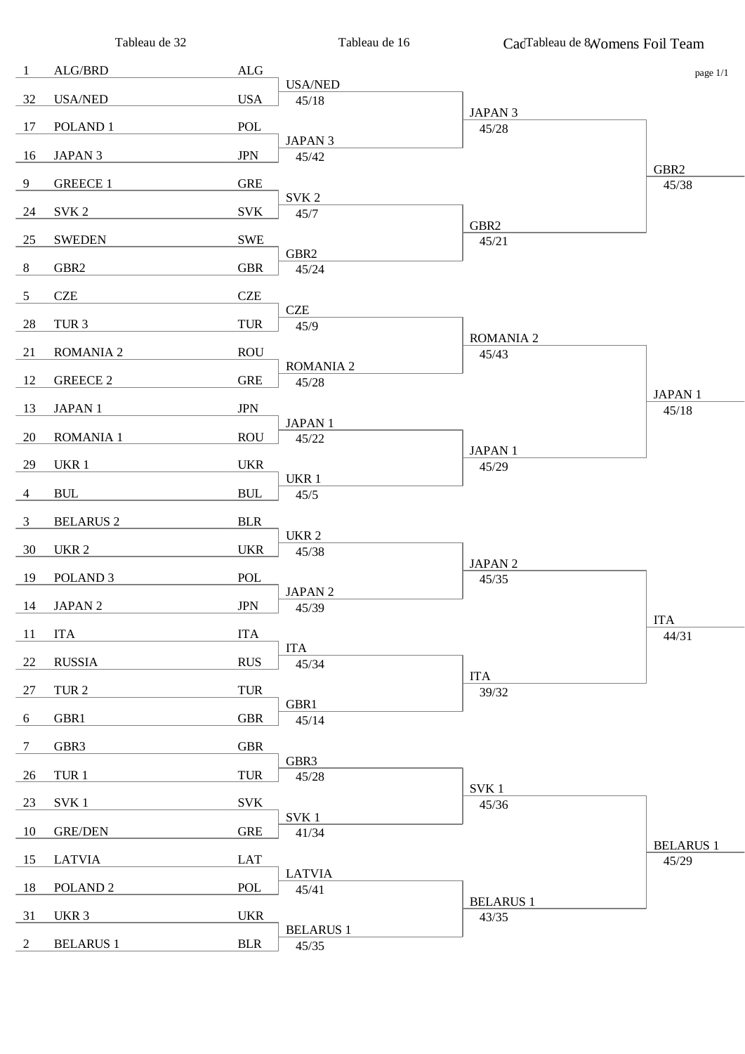# Cadet Womens Foil Team

## Tableau de 32

| Seed | Team | Nation |
|---|---|---|
| 1 | ALG/BRD | ALG |
| 32 | USA/NED | USA |
| 17 | POLAND 1 | POL |
| 16 | JAPAN 3 | JPN |
| 9 | GREECE 1 | GRE |
| 24 | SVK 2 | SVK |
| 25 | SWEDEN | SWE |
| 8 | GBR2 | GBR |
| 5 | CZE | CZE |
| 28 | TUR 3 | TUR |
| 21 | ROMANIA 2 | ROU |
| 12 | GREECE 2 | GRE |
| 13 | JAPAN 1 | JPN |
| 20 | ROMANIA 1 | ROU |
| 29 | UKR 1 | UKR |
| 4 | BUL | BUL |
| 3 | BELARUS 2 | BLR |
| 30 | UKR 2 | UKR |
| 19 | POLAND 3 | POL |
| 14 | JAPAN 2 | JPN |
| 11 | ITA | ITA |
| 22 | RUSSIA | RUS |
| 27 | TUR 2 | TUR |
| 6 | GBR1 | GBR |
| 7 | GBR3 | GBR |
| 26 | TUR 1 | TUR |
| 23 | SVK 1 | SVK |
| 10 | GRE/DEN | GRE |
| 15 | LATVIA | LAT |
| 18 | POLAND 2 | POL |
| 31 | UKR 3 | UKR |
| 2 | BELARUS 1 | BLR |

## Tableau de 16

| Winner | Score |
|---|---|
| USA/NED | 45/18 |
| JAPAN 3 | 45/42 |
| SVK 2 | 45/7 |
| GBR2 | 45/24 |
| CZE | 45/9 |
| ROMANIA 2 | 45/28 |
| JAPAN 1 | 45/22 |
| UKR 1 | 45/5 |
| UKR 2 | 45/38 |
| JAPAN 2 | 45/39 |
| ITA | 45/34 |
| GBR1 | 45/14 |
| GBR3 | 45/28 |
| SVK 1 | 41/34 |
| LATVIA | 45/41 |
| BELARUS 1 | 45/35 |

## Tableau de 8

| Winner | Score |
|---|---|
| JAPAN 3 | 45/28 |
| GBR2 | 45/21 |
| ROMANIA 2 | 45/43 |
| JAPAN 1 | 45/29 |
| JAPAN 2 | 45/35 |
| ITA | 39/32 |
| SVK 1 | 45/36 |
| BELARUS 1 | 43/35 |

## Semi-final qualifiers

| Winner | Score |
|---|---|
| GBR2 | 45/38 |
| JAPAN 1 | 45/18 |
| ITA | 44/31 |
| BELARUS 1 | 45/29 |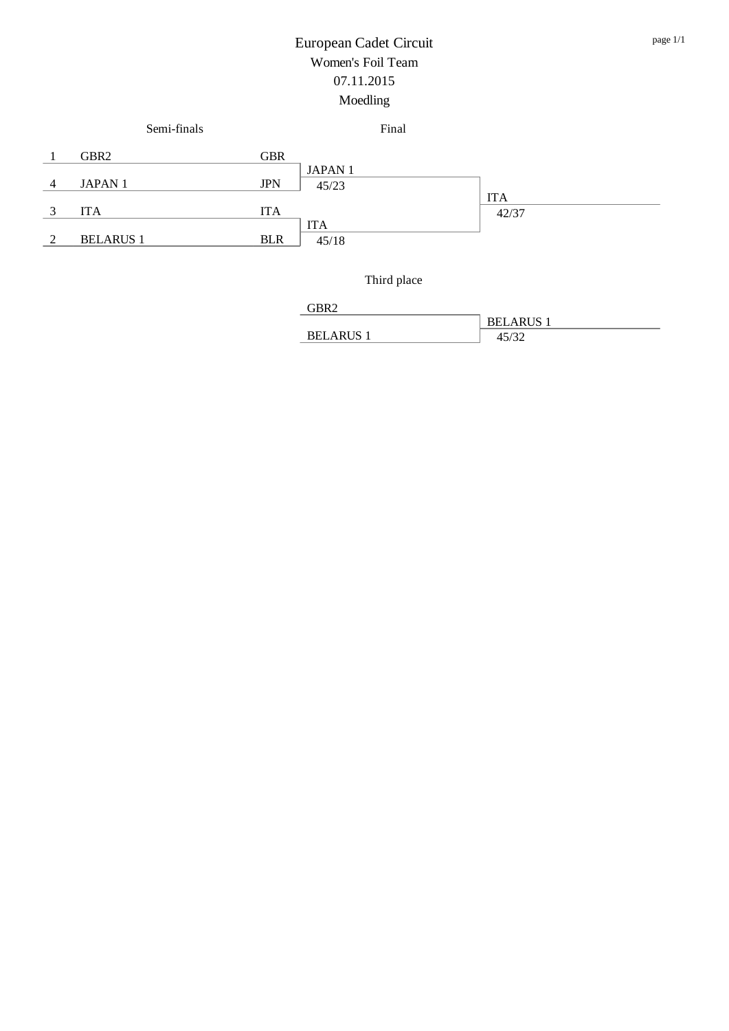# European Cadet Circuit

## Women's Foil Team

07.11.2015

Moedling

### Semi-finals

| Seed | Team | Nation |
|---|---|---|
| 1 | GBR2 | GBR |
| 4 | JAPAN 1 | JPN |
| 3 | ITA | ITA |
| 2 | BELARUS 1 | BLR |

### Final

| Semi-final | Winner | Score |
|---|---|---|
| GBR2 vs JAPAN 1 | JAPAN 1 | 45/23 |
| ITA vs BELARUS 1 | ITA | 45/18 |
| JAPAN 1 vs ITA | ITA | 42/37 |

### Third place

| Match | Winner | Score |
|---|---|---|
| GBR2 vs BELARUS 1 | BELARUS 1 | 45/32 |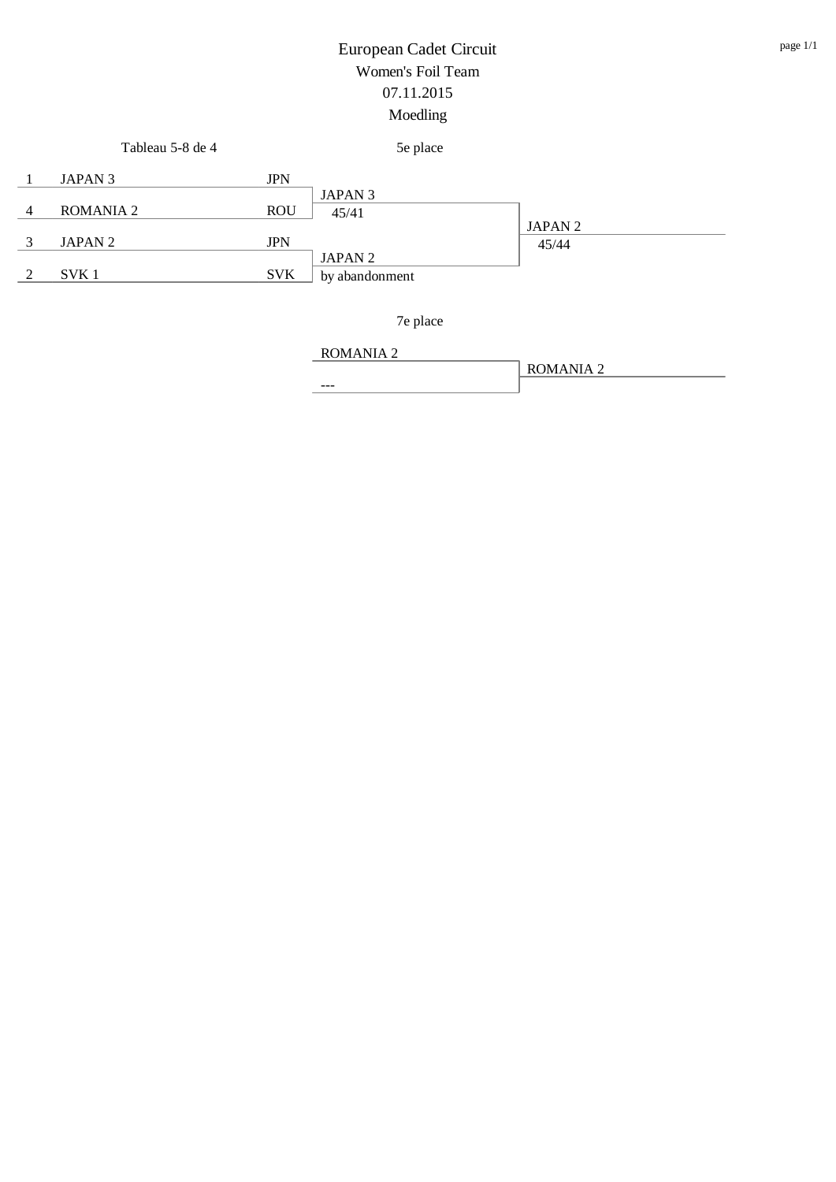# European Cadet Circuit

## Women's Foil Team

07.11.2015

Moedling

### Tableau 5-8 de 4

| Seed | Team | Nation |
|---|---|---|
| 1 | JAPAN 3 | JPN |
| 4 | ROMANIA 2 | ROU |
| 3 | JAPAN 2 | JPN |
| 2 | SVK 1 | SVK |

### 5e place

| Match | Winner | Score |
|---|---|---|
| JAPAN 3 vs ROMANIA 2 | JAPAN 3 | 45/41 |
| JAPAN 2 vs SVK 1 | JAPAN 2 | by abandonment |
| JAPAN 3 vs JAPAN 2 | JAPAN 2 | 45/44 |

### 7e place

| Match | Winner | Score |
|---|---|---|
| ROMANIA 2 vs --- | ROMANIA 2 | |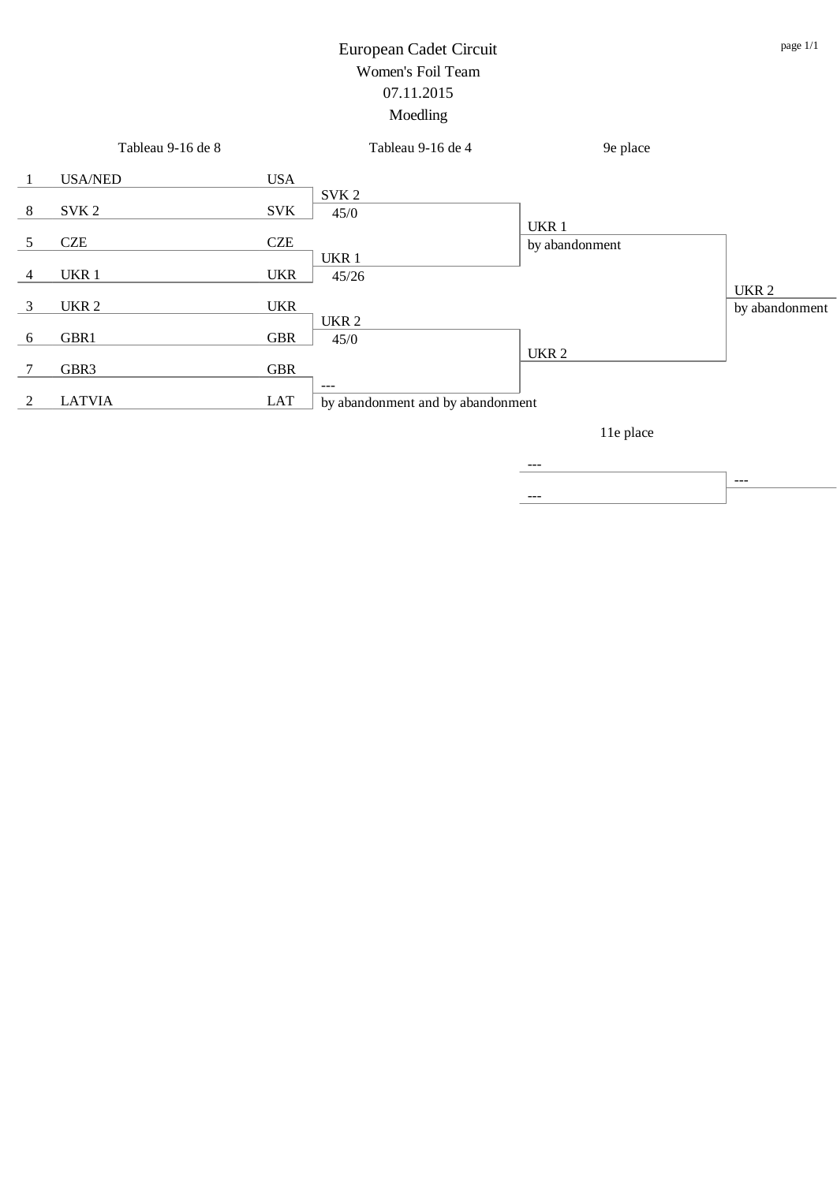# European Cadet Circuit

## Women's Foil Team

07.11.2015

Moedling

| | Tableau 9-16 de 8 | | Tableau 9-16 de 4 | | 9e place | |
|---|---|---|---|---|---|---|
| 1 | USA/NED | USA | | | | |
| | | | SVK 2 | | | |
| 8 | SVK 2 | SVK | 45/0 | | | |
| | | | | | UKR 1 | |
| 5 | CZE | CZE | | | by abandonment | |
| | | | UKR 1 | | | |
| 4 | UKR 1 | UKR | 45/26 | | | |
| | | | | | | UKR 2 |
| 3 | UKR 2 | UKR | | | | by abandonment |
| | | | UKR 2 | | | |
| 6 | GBR1 | GBR | 45/0 | | | |
| | | | | | UKR 2 | |
| 7 | GBR3 | GBR | | | | |
| | | | --- | | | |
| 2 | LATVIA | LAT | by abandonment and by abandonment | | | |

### 11e place

| | |
|---|---|
| --- | |
| | --- |
| --- | |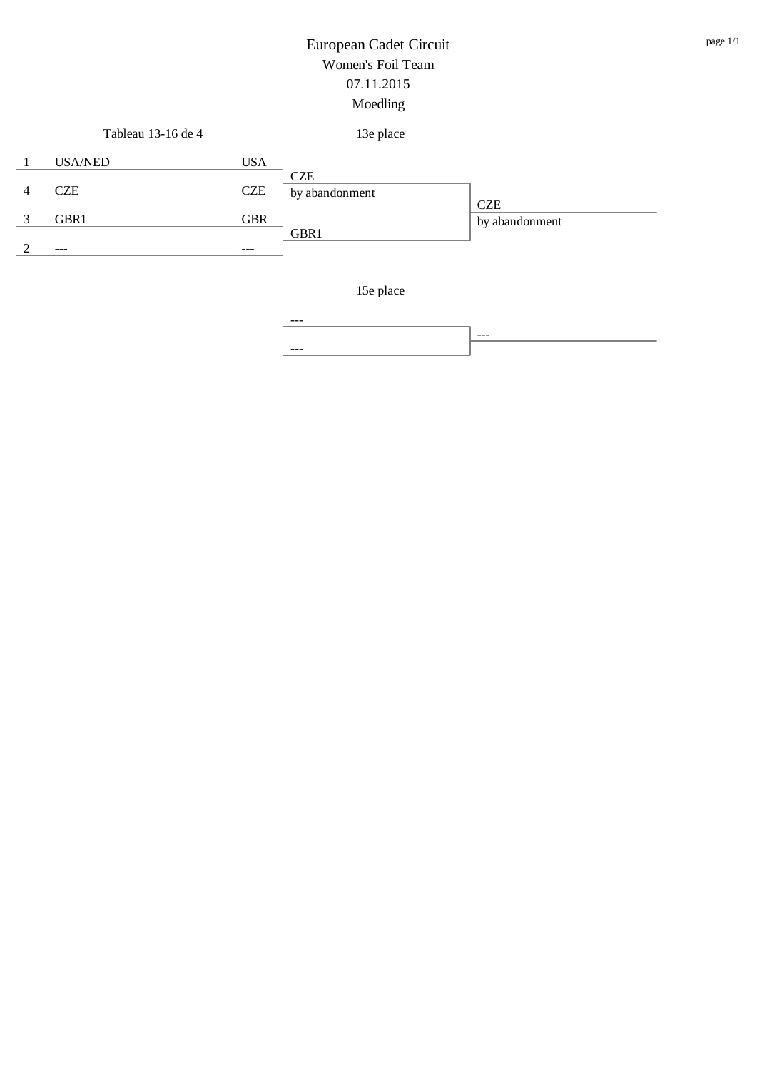# European Cadet Circuit

## Women's Foil Team

## 07.11.2015

## Moedling

### Tableau 13-16 de 4

#### 13e place

| Seed | Team | Nation | Round 1 | Final |
|---|---|---|---|---|
| 1 | USA/NED | USA | | |
| | | | CZE by abandonment | |
| 4 | CZE | CZE | | |
| | | | | CZE by abandonment |
| 3 | GBR1 | GBR | | |
| | | | GBR1 | |
| 2 | --- | --- | | |

#### 15e place

| Round 1 | Final |
|---|---|
| --- | |
| | --- |
| --- | |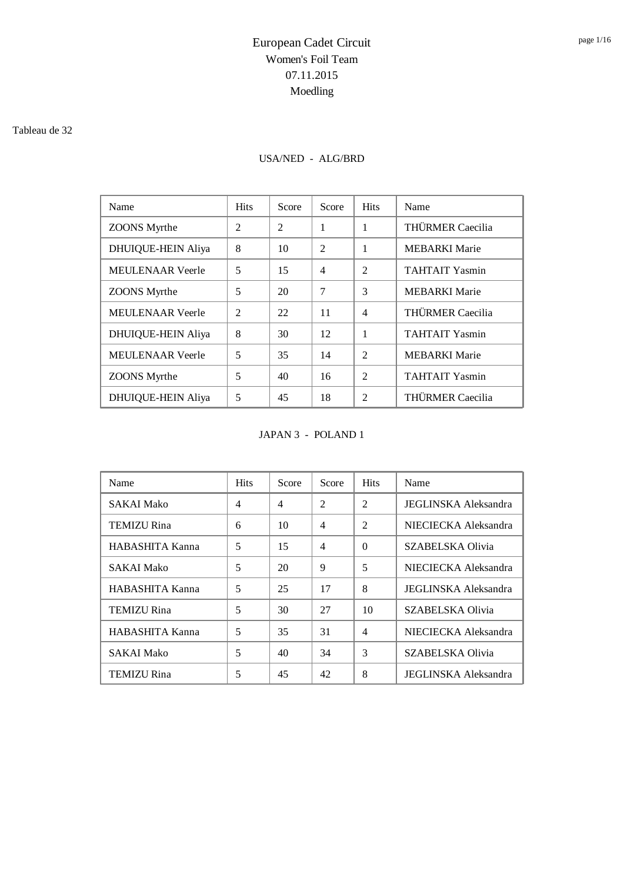# European Cadet Circuit
## Women's Foil Team
## 07.11.2015
## Moedling

Tableau de 32

### USA/NED - ALG/BRD

| Name | Hits | Score | Score | Hits | Name |
|---|---|---|---|---|---|
| ZOONS Myrthe | 2 | 2 | 1 | 1 | THÜRMER Caecilia |
| DHUIQUE-HEIN Aliya | 8 | 10 | 2 | 1 | MEBARKI Marie |
| MEULENAAR Veerle | 5 | 15 | 4 | 2 | TAHTAIT Yasmin |
| ZOONS Myrthe | 5 | 20 | 7 | 3 | MEBARKI Marie |
| MEULENAAR Veerle | 2 | 22 | 11 | 4 | THÜRMER Caecilia |
| DHUIQUE-HEIN Aliya | 8 | 30 | 12 | 1 | TAHTAIT Yasmin |
| MEULENAAR Veerle | 5 | 35 | 14 | 2 | MEBARKI Marie |
| ZOONS Myrthe | 5 | 40 | 16 | 2 | TAHTAIT Yasmin |
| DHUIQUE-HEIN Aliya | 5 | 45 | 18 | 2 | THÜRMER Caecilia |

### JAPAN 3 - POLAND 1

| Name | Hits | Score | Score | Hits | Name |
|---|---|---|---|---|---|
| SAKAI Mako | 4 | 4 | 2 | 2 | JEGLINSKA Aleksandra |
| TEMIZU Rina | 6 | 10 | 4 | 2 | NIECIECKA Aleksandra |
| HABASHITA Kanna | 5 | 15 | 4 | 0 | SZABELSKA Olivia |
| SAKAI Mako | 5 | 20 | 9 | 5 | NIECIECKA Aleksandra |
| HABASHITA Kanna | 5 | 25 | 17 | 8 | JEGLINSKA Aleksandra |
| TEMIZU Rina | 5 | 30 | 27 | 10 | SZABELSKA Olivia |
| HABASHITA Kanna | 5 | 35 | 31 | 4 | NIECIECKA Aleksandra |
| SAKAI Mako | 5 | 40 | 34 | 3 | SZABELSKA Olivia |
| TEMIZU Rina | 5 | 45 | 42 | 8 | JEGLINSKA Aleksandra |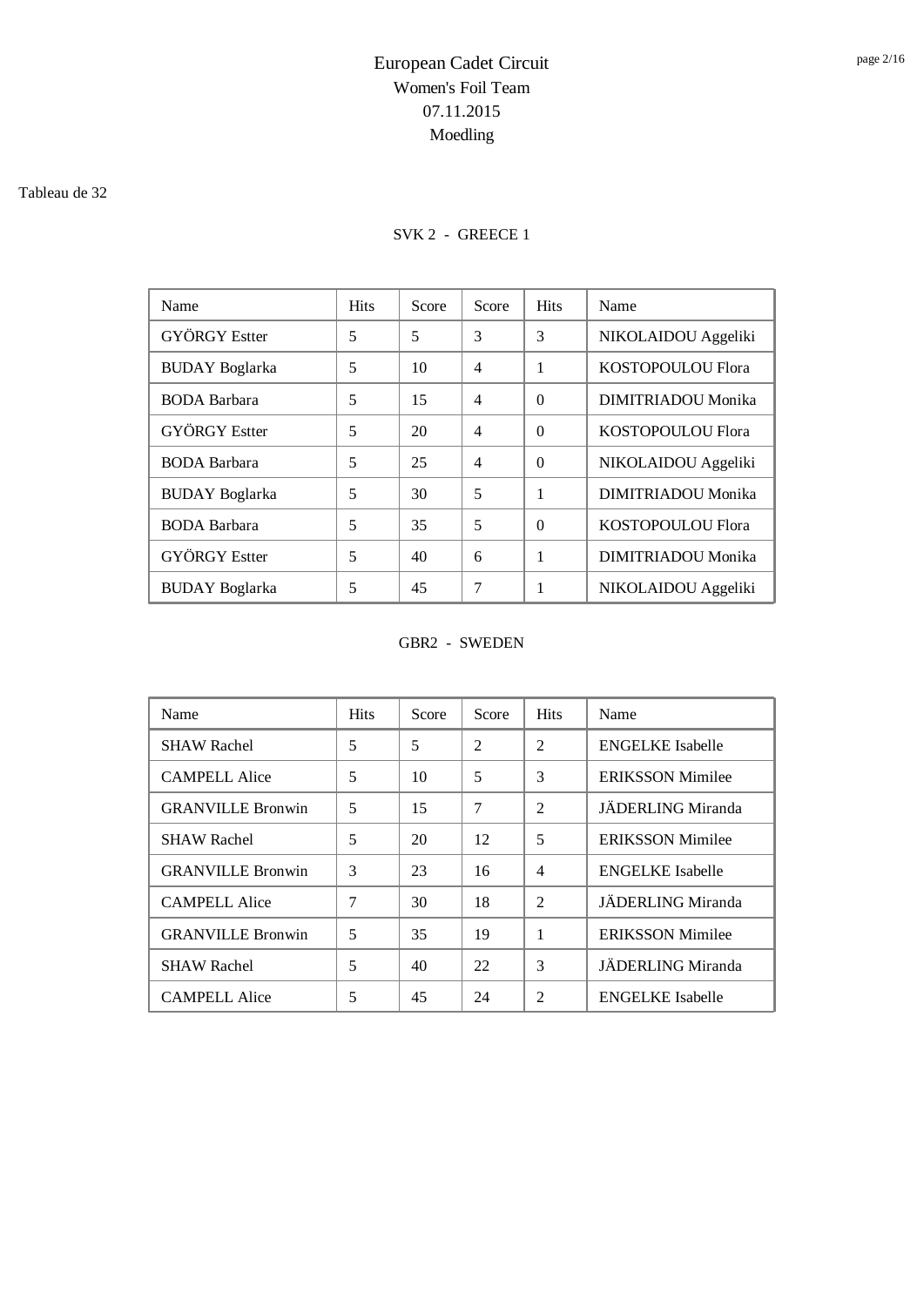# European Cadet Circuit

Women's Foil Team

07.11.2015

Moedling

Tableau de 32

SVK 2 - GREECE 1

| Name | Hits | Score | Score | Hits | Name |
|---|---|---|---|---|---|
| GYÖRGY Estter | 5 | 5 | 3 | 3 | NIKOLAIDOU Aggeliki |
| BUDAY Boglarka | 5 | 10 | 4 | 1 | KOSTOPOULOU Flora |
| BODA Barbara | 5 | 15 | 4 | 0 | DIMITRIADOU Monika |
| GYÖRGY Estter | 5 | 20 | 4 | 0 | KOSTOPOULOU Flora |
| BODA Barbara | 5 | 25 | 4 | 0 | NIKOLAIDOU Aggeliki |
| BUDAY Boglarka | 5 | 30 | 5 | 1 | DIMITRIADOU Monika |
| BODA Barbara | 5 | 35 | 5 | 0 | KOSTOPOULOU Flora |
| GYÖRGY Estter | 5 | 40 | 6 | 1 | DIMITRIADOU Monika |
| BUDAY Boglarka | 5 | 45 | 7 | 1 | NIKOLAIDOU Aggeliki |

GBR2 - SWEDEN

| Name | Hits | Score | Score | Hits | Name |
|---|---|---|---|---|---|
| SHAW Rachel | 5 | 5 | 2 | 2 | ENGELKE Isabelle |
| CAMPELL Alice | 5 | 10 | 5 | 3 | ERIKSSON Mimilee |
| GRANVILLE Bronwin | 5 | 15 | 7 | 2 | JÄDERLING Miranda |
| SHAW Rachel | 5 | 20 | 12 | 5 | ERIKSSON Mimilee |
| GRANVILLE Bronwin | 3 | 23 | 16 | 4 | ENGELKE Isabelle |
| CAMPELL Alice | 7 | 30 | 18 | 2 | JÄDERLING Miranda |
| GRANVILLE Bronwin | 5 | 35 | 19 | 1 | ERIKSSON Mimilee |
| SHAW Rachel | 5 | 40 | 22 | 3 | JÄDERLING Miranda |
| CAMPELL Alice | 5 | 45 | 24 | 2 | ENGELKE Isabelle |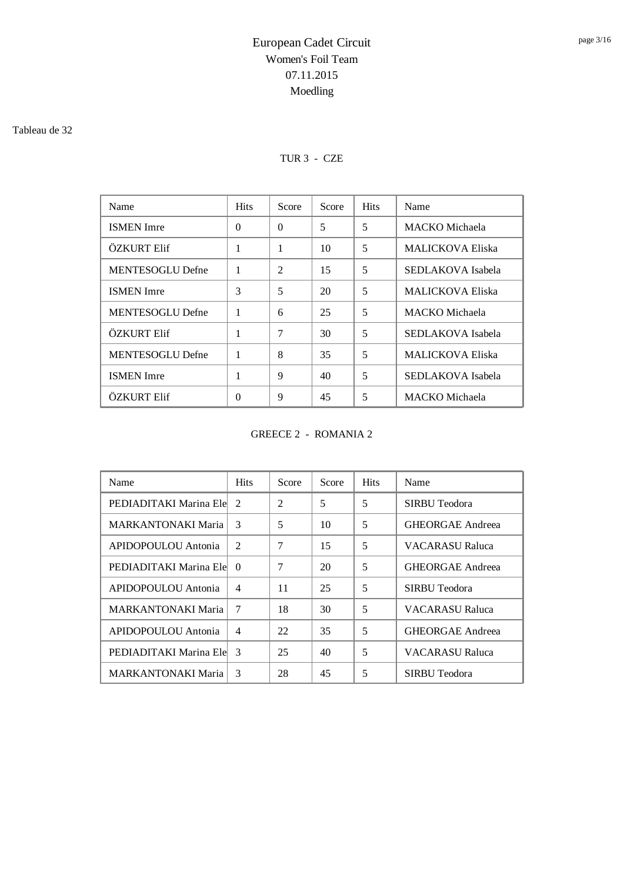# European Cadet Circuit
## Women's Foil Team
## 07.11.2015
## Moedling

Tableau de 32

### TUR 3 - CZE

| Name | Hits | Score | Score | Hits | Name |
|---|---|---|---|---|---|
| ISMEN Imre | 0 | 0 | 5 | 5 | MACKO Michaela |
| ÖZKURT Elif | 1 | 1 | 10 | 5 | MALICKOVA Eliska |
| MENTESOGLU Defne | 1 | 2 | 15 | 5 | SEDLAKOVA Isabela |
| ISMEN Imre | 3 | 5 | 20 | 5 | MALICKOVA Eliska |
| MENTESOGLU Defne | 1 | 6 | 25 | 5 | MACKO Michaela |
| ÖZKURT Elif | 1 | 7 | 30 | 5 | SEDLAKOVA Isabela |
| MENTESOGLU Defne | 1 | 8 | 35 | 5 | MALICKOVA Eliska |
| ISMEN Imre | 1 | 9 | 40 | 5 | SEDLAKOVA Isabela |
| ÖZKURT Elif | 0 | 9 | 45 | 5 | MACKO Michaela |

### GREECE 2 - ROMANIA 2

| Name | Hits | Score | Score | Hits | Name |
|---|---|---|---|---|---|
| PEDIADITAKI Marina Ele | 2 | 2 | 5 | 5 | SIRBU Teodora |
| MARKANTONAKI Maria | 3 | 5 | 10 | 5 | GHEORGAE Andreea |
| APIDOPOULOU Antonia | 2 | 7 | 15 | 5 | VACARASU Raluca |
| PEDIADITAKI Marina Ele | 0 | 7 | 20 | 5 | GHEORGAE Andreea |
| APIDOPOULOU Antonia | 4 | 11 | 25 | 5 | SIRBU Teodora |
| MARKANTONAKI Maria | 7 | 18 | 30 | 5 | VACARASU Raluca |
| APIDOPOULOU Antonia | 4 | 22 | 35 | 5 | GHEORGAE Andreea |
| PEDIADITAKI Marina Ele | 3 | 25 | 40 | 5 | VACARASU Raluca |
| MARKANTONAKI Maria | 3 | 28 | 45 | 5 | SIRBU Teodora |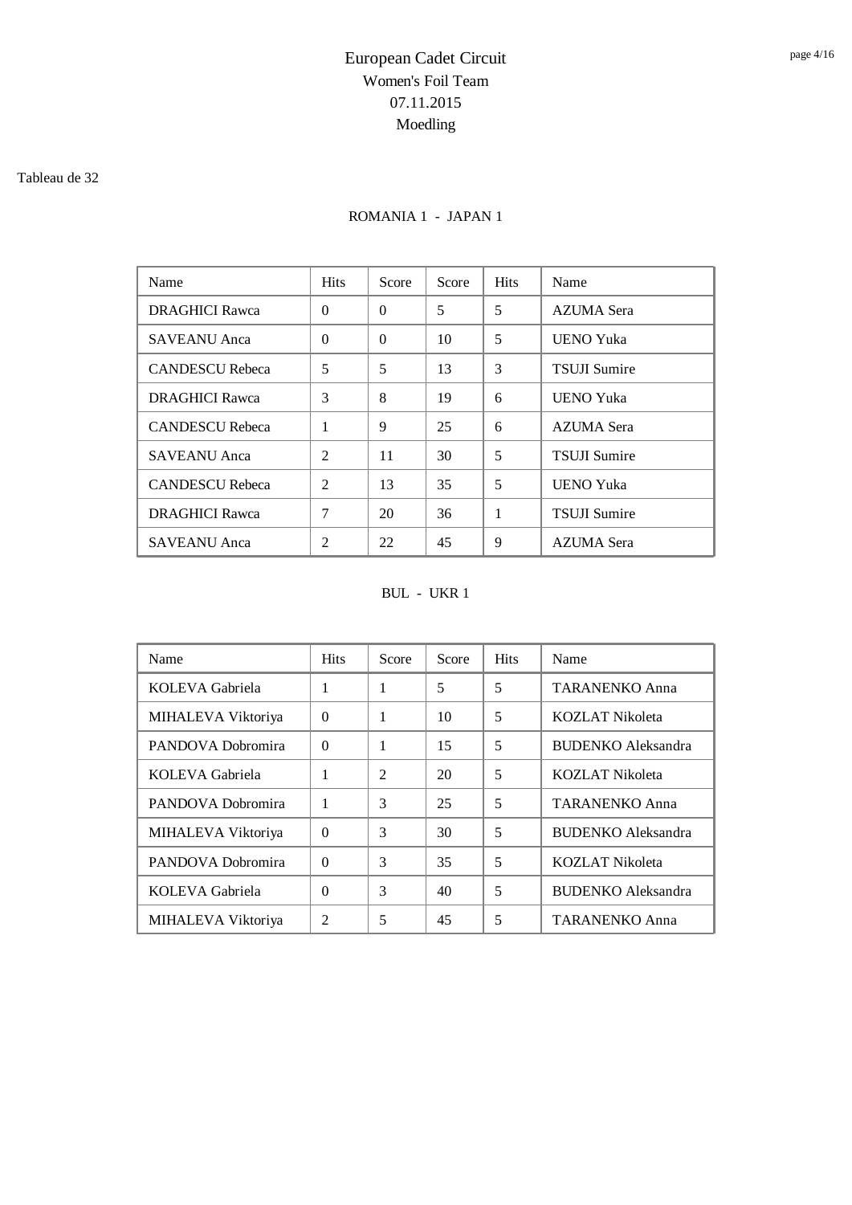# European Cadet Circuit
## Women's Foil Team
## 07.11.2015
## Moedling

Tableau de 32

### ROMANIA 1 - JAPAN 1

| Name | Hits | Score | Score | Hits | Name |
|---|---|---|---|---|---|
| DRAGHICI Rawca | 0 | 0 | 5 | 5 | AZUMA Sera |
| SAVEANU Anca | 0 | 0 | 10 | 5 | UENO Yuka |
| CANDESCU Rebeca | 5 | 5 | 13 | 3 | TSUJI Sumire |
| DRAGHICI Rawca | 3 | 8 | 19 | 6 | UENO Yuka |
| CANDESCU Rebeca | 1 | 9 | 25 | 6 | AZUMA Sera |
| SAVEANU Anca | 2 | 11 | 30 | 5 | TSUJI Sumire |
| CANDESCU Rebeca | 2 | 13 | 35 | 5 | UENO Yuka |
| DRAGHICI Rawca | 7 | 20 | 36 | 1 | TSUJI Sumire |
| SAVEANU Anca | 2 | 22 | 45 | 9 | AZUMA Sera |

### BUL - UKR 1

| Name | Hits | Score | Score | Hits | Name |
|---|---|---|---|---|---|
| KOLEVA Gabriela | 1 | 1 | 5 | 5 | TARANENKO Anna |
| MIHALEVA Viktoriya | 0 | 1 | 10 | 5 | KOZLAT Nikoleta |
| PANDOVA Dobromira | 0 | 1 | 15 | 5 | BUDENKO Aleksandra |
| KOLEVA Gabriela | 1 | 2 | 20 | 5 | KOZLAT Nikoleta |
| PANDOVA Dobromira | 1 | 3 | 25 | 5 | TARANENKO Anna |
| MIHALEVA Viktoriya | 0 | 3 | 30 | 5 | BUDENKO Aleksandra |
| PANDOVA Dobromira | 0 | 3 | 35 | 5 | KOZLAT Nikoleta |
| KOLEVA Gabriela | 0 | 3 | 40 | 5 | BUDENKO Aleksandra |
| MIHALEVA Viktoriya | 2 | 5 | 45 | 5 | TARANENKO Anna |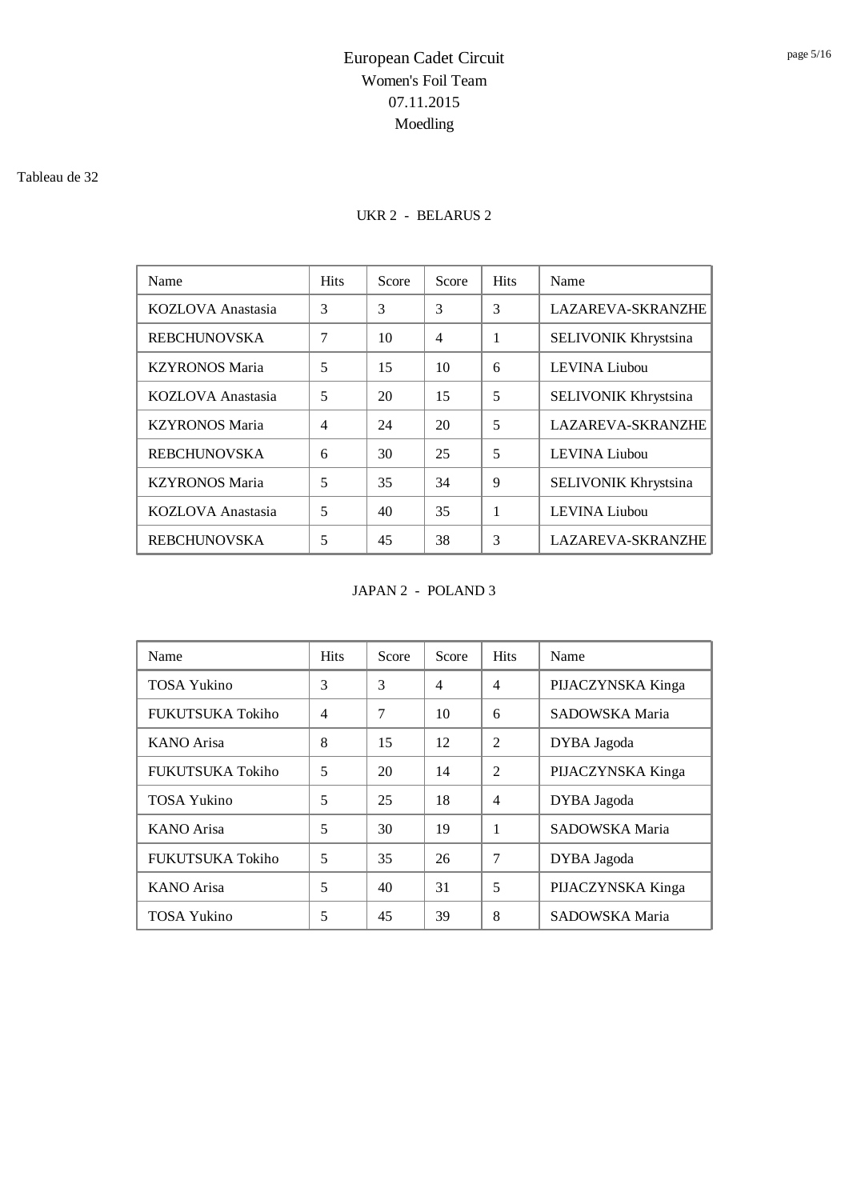# European Cadet Circuit

## Women's Foil Team

07.11.2015

Moedling

Tableau de 32

### UKR 2 - BELARUS 2

| Name | Hits | Score | Score | Hits | Name |
|---|---|---|---|---|---|
| KOZLOVA Anastasia | 3 | 3 | 3 | 3 | LAZAREVA-SKRANZHE |
| REBCHUNOVSKA | 7 | 10 | 4 | 1 | SELIVONIK Khrystsina |
| KZYRONOS Maria | 5 | 15 | 10 | 6 | LEVINA Liubou |
| KOZLOVA Anastasia | 5 | 20 | 15 | 5 | SELIVONIK Khrystsina |
| KZYRONOS Maria | 4 | 24 | 20 | 5 | LAZAREVA-SKRANZHE |
| REBCHUNOVSKA | 6 | 30 | 25 | 5 | LEVINA Liubou |
| KZYRONOS Maria | 5 | 35 | 34 | 9 | SELIVONIK Khrystsina |
| KOZLOVA Anastasia | 5 | 40 | 35 | 1 | LEVINA Liubou |
| REBCHUNOVSKA | 5 | 45 | 38 | 3 | LAZAREVA-SKRANZHE |

### JAPAN 2 - POLAND 3

| Name | Hits | Score | Score | Hits | Name |
|---|---|---|---|---|---|
| TOSA Yukino | 3 | 3 | 4 | 4 | PIJACZYNSKA Kinga |
| FUKUTSUKA Tokiho | 4 | 7 | 10 | 6 | SADOWSKA Maria |
| KANO Arisa | 8 | 15 | 12 | 2 | DYBA Jagoda |
| FUKUTSUKA Tokiho | 5 | 20 | 14 | 2 | PIJACZYNSKA Kinga |
| TOSA Yukino | 5 | 25 | 18 | 4 | DYBA Jagoda |
| KANO Arisa | 5 | 30 | 19 | 1 | SADOWSKA Maria |
| FUKUTSUKA Tokiho | 5 | 35 | 26 | 7 | DYBA Jagoda |
| KANO Arisa | 5 | 40 | 31 | 5 | PIJACZYNSKA Kinga |
| TOSA Yukino | 5 | 45 | 39 | 8 | SADOWSKA Maria |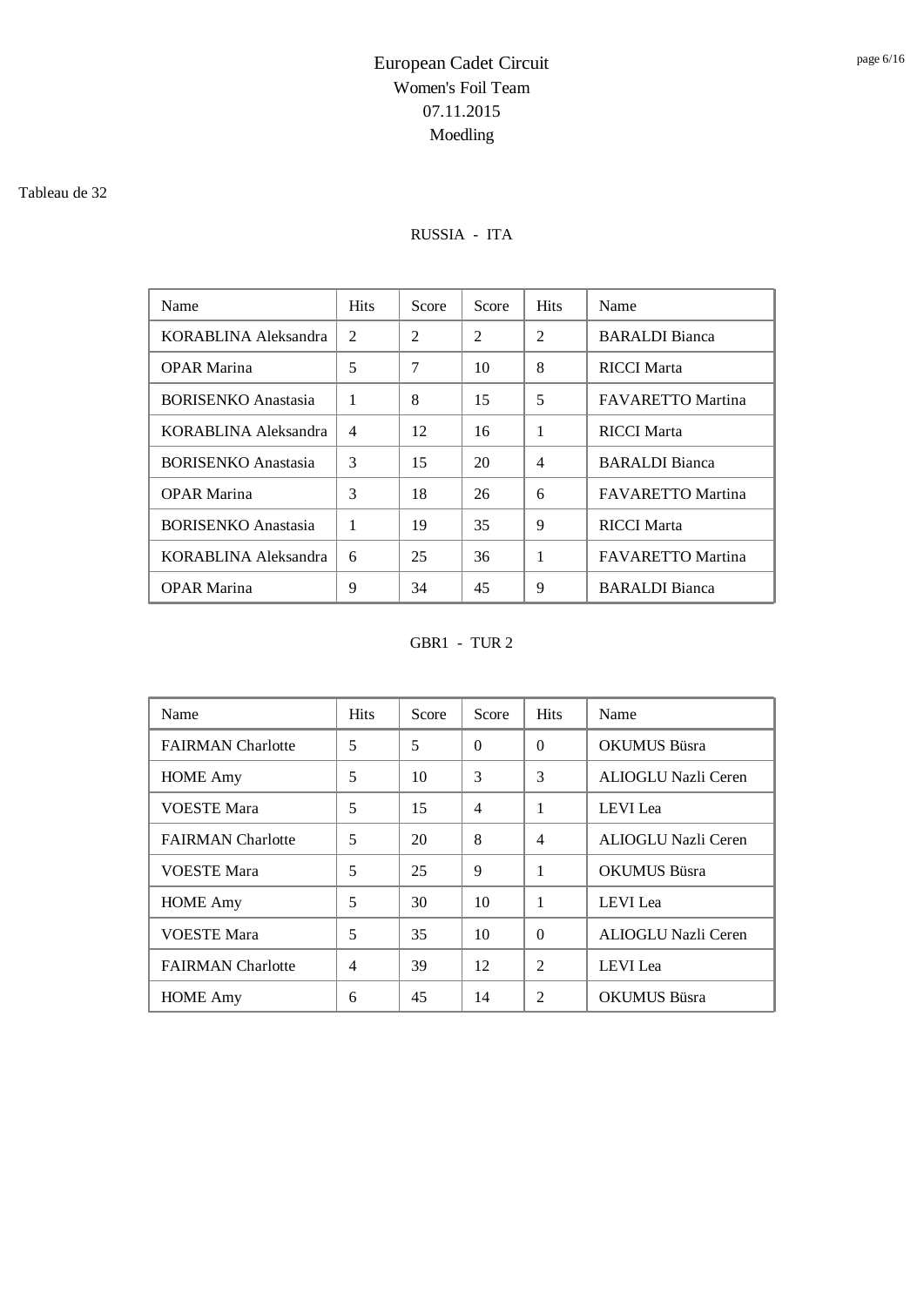# European Cadet Circuit
Women's Foil Team
07.11.2015
Moedling

Tableau de 32

## RUSSIA - ITA

| Name | Hits | Score | Score | Hits | Name |
|---|---|---|---|---|---|
| KORABLINA Aleksandra | 2 | 2 | 2 | 2 | BARALDI Bianca |
| OPAR Marina | 5 | 7 | 10 | 8 | RICCI Marta |
| BORISENKO Anastasia | 1 | 8 | 15 | 5 | FAVARETTO Martina |
| KORABLINA Aleksandra | 4 | 12 | 16 | 1 | RICCI Marta |
| BORISENKO Anastasia | 3 | 15 | 20 | 4 | BARALDI Bianca |
| OPAR Marina | 3 | 18 | 26 | 6 | FAVARETTO Martina |
| BORISENKO Anastasia | 1 | 19 | 35 | 9 | RICCI Marta |
| KORABLINA Aleksandra | 6 | 25 | 36 | 1 | FAVARETTO Martina |
| OPAR Marina | 9 | 34 | 45 | 9 | BARALDI Bianca |

## GBR1 - TUR 2

| Name | Hits | Score | Score | Hits | Name |
|---|---|---|---|---|---|
| FAIRMAN Charlotte | 5 | 5 | 0 | 0 | OKUMUS Büsra |
| HOME Amy | 5 | 10 | 3 | 3 | ALIOGLU Nazli Ceren |
| VOESTE Mara | 5 | 15 | 4 | 1 | LEVI Lea |
| FAIRMAN Charlotte | 5 | 20 | 8 | 4 | ALIOGLU Nazli Ceren |
| VOESTE Mara | 5 | 25 | 9 | 1 | OKUMUS Büsra |
| HOME Amy | 5 | 30 | 10 | 1 | LEVI Lea |
| VOESTE Mara | 5 | 35 | 10 | 0 | ALIOGLU Nazli Ceren |
| FAIRMAN Charlotte | 4 | 39 | 12 | 2 | LEVI Lea |
| HOME Amy | 6 | 45 | 14 | 2 | OKUMUS Büsra |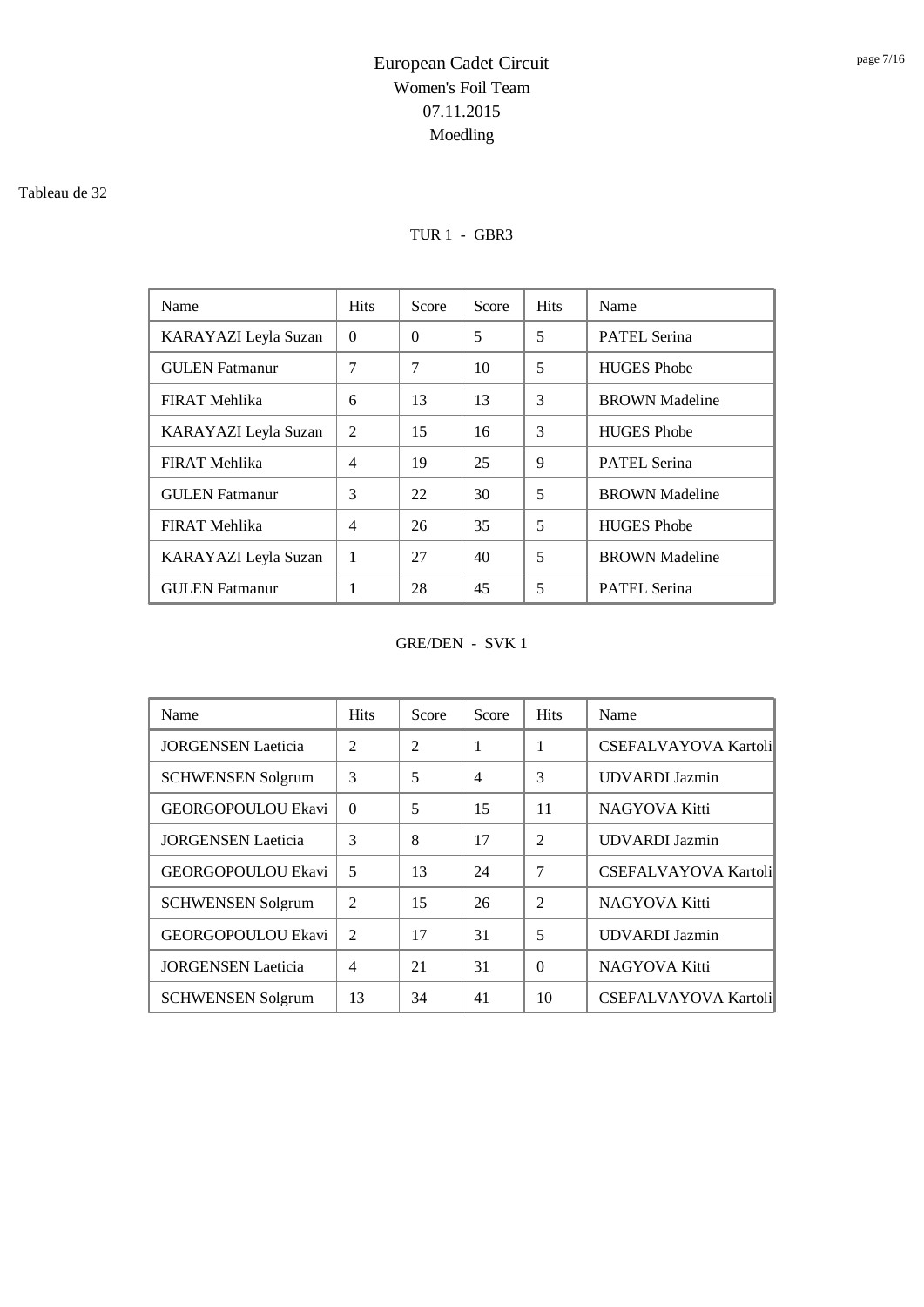# European Cadet Circuit

## Women's Foil Team

## 07.11.2015

## Moedling

Tableau de 32

### TUR 1 - GBR3

| Name | Hits | Score | Score | Hits | Name |
|---|---|---|---|---|---|
| KARAYAZI Leyla Suzan | 0 | 0 | 5 | 5 | PATEL Serina |
| GULEN Fatmanur | 7 | 7 | 10 | 5 | HUGES Phobe |
| FIRAT Mehlika | 6 | 13 | 13 | 3 | BROWN Madeline |
| KARAYAZI Leyla Suzan | 2 | 15 | 16 | 3 | HUGES Phobe |
| FIRAT Mehlika | 4 | 19 | 25 | 9 | PATEL Serina |
| GULEN Fatmanur | 3 | 22 | 30 | 5 | BROWN Madeline |
| FIRAT Mehlika | 4 | 26 | 35 | 5 | HUGES Phobe |
| KARAYAZI Leyla Suzan | 1 | 27 | 40 | 5 | BROWN Madeline |
| GULEN Fatmanur | 1 | 28 | 45 | 5 | PATEL Serina |

### GRE/DEN - SVK 1

| Name | Hits | Score | Score | Hits | Name |
|---|---|---|---|---|---|
| JORGENSEN Laeticia | 2 | 2 | 1 | 1 | CSEFALVAYOVA Kartoli |
| SCHWENSEN Solgrum | 3 | 5 | 4 | 3 | UDVARDI Jazmin |
| GEORGOPOULOU Ekavi | 0 | 5 | 15 | 11 | NAGYOVA Kitti |
| JORGENSEN Laeticia | 3 | 8 | 17 | 2 | UDVARDI Jazmin |
| GEORGOPOULOU Ekavi | 5 | 13 | 24 | 7 | CSEFALVAYOVA Kartoli |
| SCHWENSEN Solgrum | 2 | 15 | 26 | 2 | NAGYOVA Kitti |
| GEORGOPOULOU Ekavi | 2 | 17 | 31 | 5 | UDVARDI Jazmin |
| JORGENSEN Laeticia | 4 | 21 | 31 | 0 | NAGYOVA Kitti |
| SCHWENSEN Solgrum | 13 | 34 | 41 | 10 | CSEFALVAYOVA Kartoli |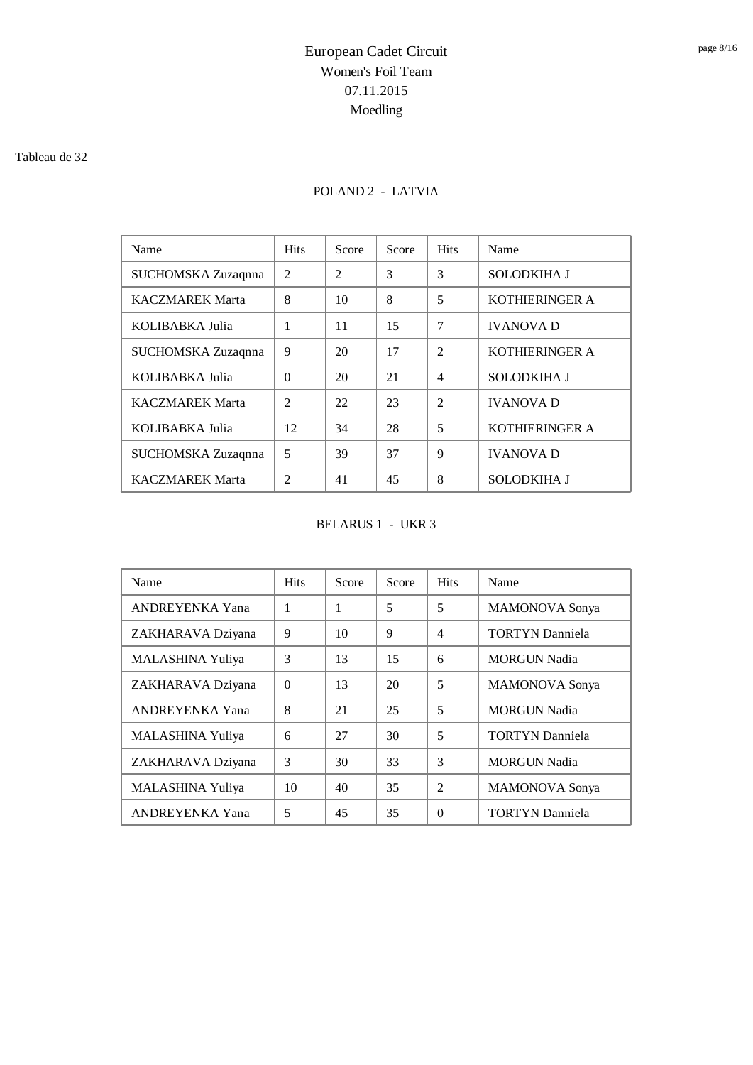# European Cadet Circuit
## Women's Foil Team
## 07.11.2015
## Moedling

Tableau de 32

### POLAND 2 - LATVIA

| Name | Hits | Score | Score | Hits | Name |
|---|---|---|---|---|---|
| SUCHOMSKA Zuzaqnna | 2 | 2 | 3 | 3 | SOLODKIHA J |
| KACZMAREK Marta | 8 | 10 | 8 | 5 | KOTHIERINGER A |
| KOLIBABKA Julia | 1 | 11 | 15 | 7 | IVANOVA D |
| SUCHOMSKA Zuzaqnna | 9 | 20 | 17 | 2 | KOTHIERINGER A |
| KOLIBABKA Julia | 0 | 20 | 21 | 4 | SOLODKIHA J |
| KACZMAREK Marta | 2 | 22 | 23 | 2 | IVANOVA D |
| KOLIBABKA Julia | 12 | 34 | 28 | 5 | KOTHIERINGER A |
| SUCHOMSKA Zuzaqnna | 5 | 39 | 37 | 9 | IVANOVA D |
| KACZMAREK Marta | 2 | 41 | 45 | 8 | SOLODKIHA J |

### BELARUS 1 - UKR 3

| Name | Hits | Score | Score | Hits | Name |
|---|---|---|---|---|---|
| ANDREYENKA Yana | 1 | 1 | 5 | 5 | MAMONOVA Sonya |
| ZAKHARAVA Dziyana | 9 | 10 | 9 | 4 | TORTYN Danniela |
| MALASHINA Yuliya | 3 | 13 | 15 | 6 | MORGUN Nadia |
| ZAKHARAVA Dziyana | 0 | 13 | 20 | 5 | MAMONOVA Sonya |
| ANDREYENKA Yana | 8 | 21 | 25 | 5 | MORGUN Nadia |
| MALASHINA Yuliya | 6 | 27 | 30 | 5 | TORTYN Danniela |
| ZAKHARAVA Dziyana | 3 | 30 | 33 | 3 | MORGUN Nadia |
| MALASHINA Yuliya | 10 | 40 | 35 | 2 | MAMONOVA Sonya |
| ANDREYENKA Yana | 5 | 45 | 35 | 0 | TORTYN Danniela |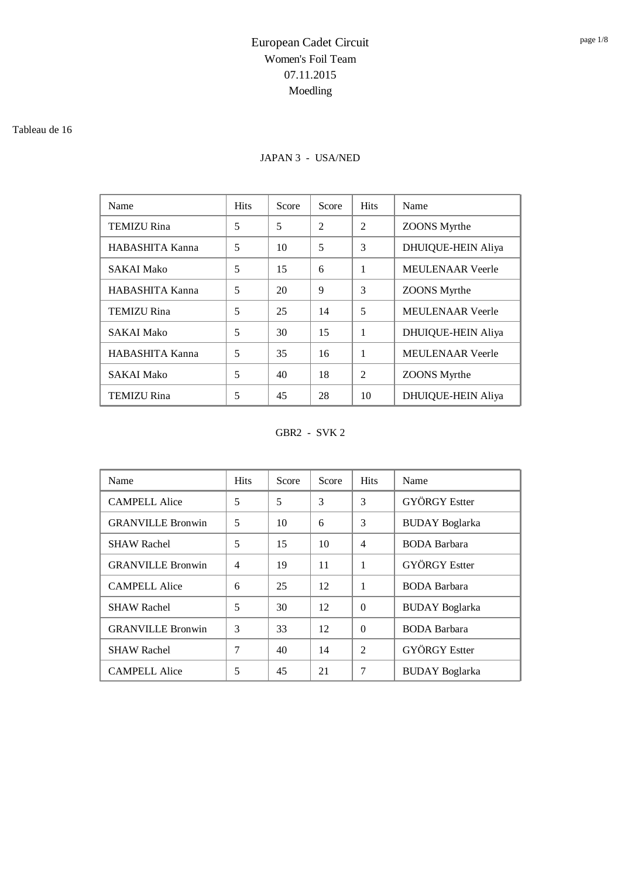# European Cadet Circuit
## Women's Foil Team
## 07.11.2015
## Moedling

Tableau de 16

JAPAN 3 - USA/NED

| Name | Hits | Score | Score | Hits | Name |
|---|---|---|---|---|---|
| TEMIZU Rina | 5 | 5 | 2 | 2 | ZOONS Myrthe |
| HABASHITA Kanna | 5 | 10 | 5 | 3 | DHUIQUE-HEIN Aliya |
| SAKAI Mako | 5 | 15 | 6 | 1 | MEULENAAR Veerle |
| HABASHITA Kanna | 5 | 20 | 9 | 3 | ZOONS Myrthe |
| TEMIZU Rina | 5 | 25 | 14 | 5 | MEULENAAR Veerle |
| SAKAI Mako | 5 | 30 | 15 | 1 | DHUIQUE-HEIN Aliya |
| HABASHITA Kanna | 5 | 35 | 16 | 1 | MEULENAAR Veerle |
| SAKAI Mako | 5 | 40 | 18 | 2 | ZOONS Myrthe |
| TEMIZU Rina | 5 | 45 | 28 | 10 | DHUIQUE-HEIN Aliya |

GBR2 - SVK 2

| Name | Hits | Score | Score | Hits | Name |
|---|---|---|---|---|---|
| CAMPELL Alice | 5 | 5 | 3 | 3 | GYÖRGY Estter |
| GRANVILLE Bronwin | 5 | 10 | 6 | 3 | BUDAY Boglarka |
| SHAW Rachel | 5 | 15 | 10 | 4 | BODA Barbara |
| GRANVILLE Bronwin | 4 | 19 | 11 | 1 | GYÖRGY Estter |
| CAMPELL Alice | 6 | 25 | 12 | 1 | BODA Barbara |
| SHAW Rachel | 5 | 30 | 12 | 0 | BUDAY Boglarka |
| GRANVILLE Bronwin | 3 | 33 | 12 | 0 | BODA Barbara |
| SHAW Rachel | 7 | 40 | 14 | 2 | GYÖRGY Estter |
| CAMPELL Alice | 5 | 45 | 21 | 7 | BUDAY Boglarka |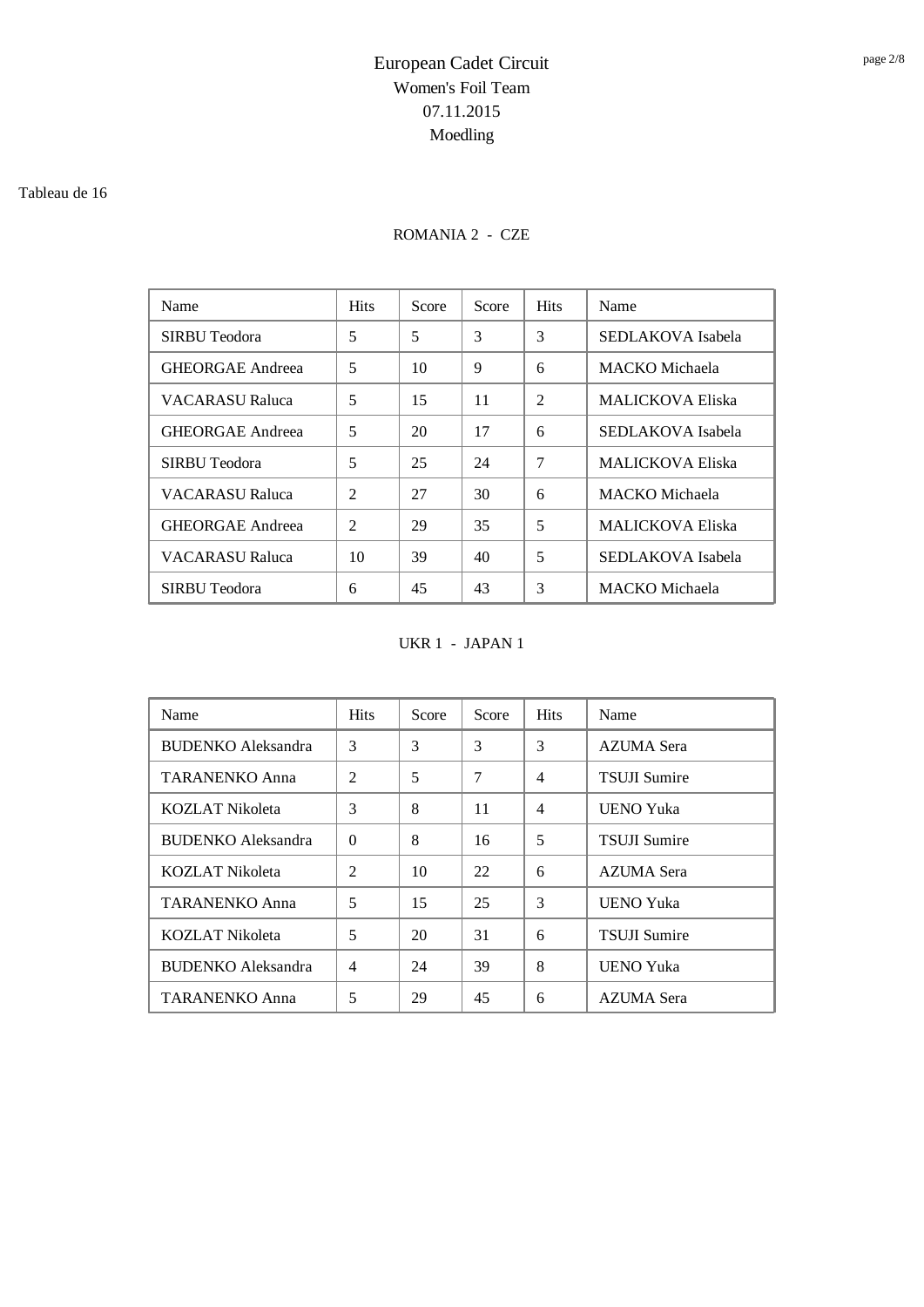# European Cadet Circuit

Women's Foil Team

07.11.2015

Moedling

Tableau de 16

ROMANIA 2 - CZE

| Name | Hits | Score | Score | Hits | Name |
| --- | --- | --- | --- | --- | --- |
| SIRBU Teodora | 5 | 5 | 3 | 3 | SEDLAKOVA Isabela |
| GHEORGAE Andreea | 5 | 10 | 9 | 6 | MACKO Michaela |
| VACARASU Raluca | 5 | 15 | 11 | 2 | MALICKOVA Eliska |
| GHEORGAE Andreea | 5 | 20 | 17 | 6 | SEDLAKOVA Isabela |
| SIRBU Teodora | 5 | 25 | 24 | 7 | MALICKOVA Eliska |
| VACARASU Raluca | 2 | 27 | 30 | 6 | MACKO Michaela |
| GHEORGAE Andreea | 2 | 29 | 35 | 5 | MALICKOVA Eliska |
| VACARASU Raluca | 10 | 39 | 40 | 5 | SEDLAKOVA Isabela |
| SIRBU Teodora | 6 | 45 | 43 | 3 | MACKO Michaela |

UKR 1 - JAPAN 1

| Name | Hits | Score | Score | Hits | Name |
| --- | --- | --- | --- | --- | --- |
| BUDENKO Aleksandra | 3 | 3 | 3 | 3 | AZUMA Sera |
| TARANENKO Anna | 2 | 5 | 7 | 4 | TSUJI Sumire |
| KOZLAT Nikoleta | 3 | 8 | 11 | 4 | UENO Yuka |
| BUDENKO Aleksandra | 0 | 8 | 16 | 5 | TSUJI Sumire |
| KOZLAT Nikoleta | 2 | 10 | 22 | 6 | AZUMA Sera |
| TARANENKO Anna | 5 | 15 | 25 | 3 | UENO Yuka |
| KOZLAT Nikoleta | 5 | 20 | 31 | 6 | TSUJI Sumire |
| BUDENKO Aleksandra | 4 | 24 | 39 | 8 | UENO Yuka |
| TARANENKO Anna | 5 | 29 | 45 | 6 | AZUMA Sera |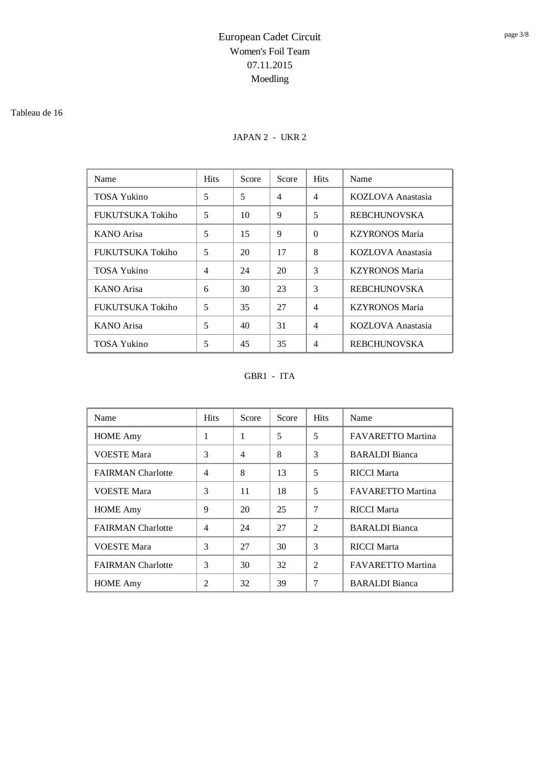# European Cadet Circuit
## Women's Foil Team
## 07.11.2015
## Moedling

Tableau de 16

JAPAN 2 - UKR 2

| Name | Hits | Score | Score | Hits | Name |
|---|---|---|---|---|---|
| TOSA Yukino | 5 | 5 | 4 | 4 | KOZLOVA Anastasia |
| FUKUTSUKA Tokiho | 5 | 10 | 9 | 5 | REBCHUNOVSKA |
| KANO Arisa | 5 | 15 | 9 | 0 | KZYRONOS Maria |
| FUKUTSUKA Tokiho | 5 | 20 | 17 | 8 | KOZLOVA Anastasia |
| TOSA Yukino | 4 | 24 | 20 | 3 | KZYRONOS Maria |
| KANO Arisa | 6 | 30 | 23 | 3 | REBCHUNOVSKA |
| FUKUTSUKA Tokiho | 5 | 35 | 27 | 4 | KZYRONOS Maria |
| KANO Arisa | 5 | 40 | 31 | 4 | KOZLOVA Anastasia |
| TOSA Yukino | 5 | 45 | 35 | 4 | REBCHUNOVSKA |

GBR1 - ITA

| Name | Hits | Score | Score | Hits | Name |
|---|---|---|---|---|---|
| HOME Amy | 1 | 1 | 5 | 5 | FAVARETTO Martina |
| VOESTE Mara | 3 | 4 | 8 | 3 | BARALDI Bianca |
| FAIRMAN Charlotte | 4 | 8 | 13 | 5 | RICCI Marta |
| VOESTE Mara | 3 | 11 | 18 | 5 | FAVARETTO Martina |
| HOME Amy | 9 | 20 | 25 | 7 | RICCI Marta |
| FAIRMAN Charlotte | 4 | 24 | 27 | 2 | BARALDI Bianca |
| VOESTE Mara | 3 | 27 | 30 | 3 | RICCI Marta |
| FAIRMAN Charlotte | 3 | 30 | 32 | 2 | FAVARETTO Martina |
| HOME Amy | 2 | 32 | 39 | 7 | BARALDI Bianca |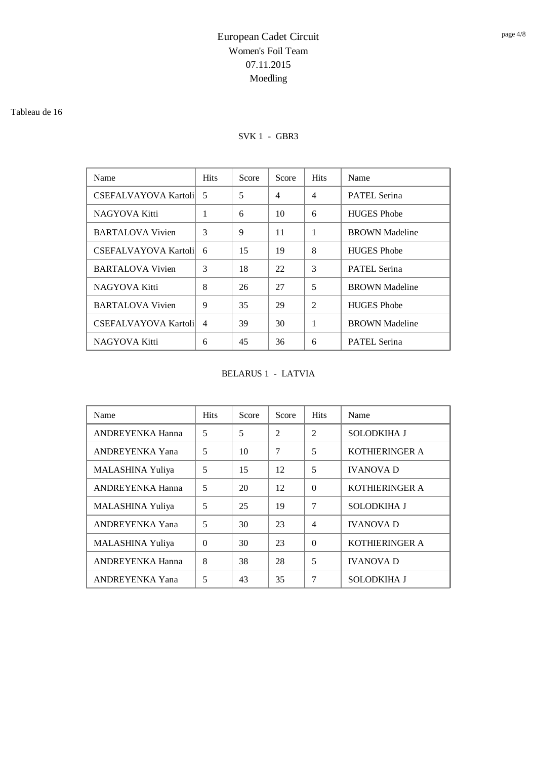# European Cadet Circuit

## Women's Foil Team

07.11.2015

Moedling

Tableau de 16

### SVK 1 - GBR3

| Name | Hits | Score | Score | Hits | Name |
|---|---|---|---|---|---|
| CSEFALVAYOVA Kartoli | 5 | 5 | 4 | 4 | PATEL Serina |
| NAGYOVA Kitti | 1 | 6 | 10 | 6 | HUGES Phobe |
| BARTALOVA Vivien | 3 | 9 | 11 | 1 | BROWN Madeline |
| CSEFALVAYOVA Kartoli | 6 | 15 | 19 | 8 | HUGES Phobe |
| BARTALOVA Vivien | 3 | 18 | 22 | 3 | PATEL Serina |
| NAGYOVA Kitti | 8 | 26 | 27 | 5 | BROWN Madeline |
| BARTALOVA Vivien | 9 | 35 | 29 | 2 | HUGES Phobe |
| CSEFALVAYOVA Kartoli | 4 | 39 | 30 | 1 | BROWN Madeline |
| NAGYOVA Kitti | 6 | 45 | 36 | 6 | PATEL Serina |

### BELARUS 1 - LATVIA

| Name | Hits | Score | Score | Hits | Name |
|---|---|---|---|---|---|
| ANDREYENKA Hanna | 5 | 5 | 2 | 2 | SOLODKIHA J |
| ANDREYENKA Yana | 5 | 10 | 7 | 5 | KOTHIERINGER A |
| MALASHINA Yuliya | 5 | 15 | 12 | 5 | IVANOVA D |
| ANDREYENKA Hanna | 5 | 20 | 12 | 0 | KOTHIERINGER A |
| MALASHINA Yuliya | 5 | 25 | 19 | 7 | SOLODKIHA J |
| ANDREYENKA Yana | 5 | 30 | 23 | 4 | IVANOVA D |
| MALASHINA Yuliya | 0 | 30 | 23 | 0 | KOTHIERINGER A |
| ANDREYENKA Hanna | 8 | 38 | 28 | 5 | IVANOVA D |
| ANDREYENKA Yana | 5 | 43 | 35 | 7 | SOLODKIHA J |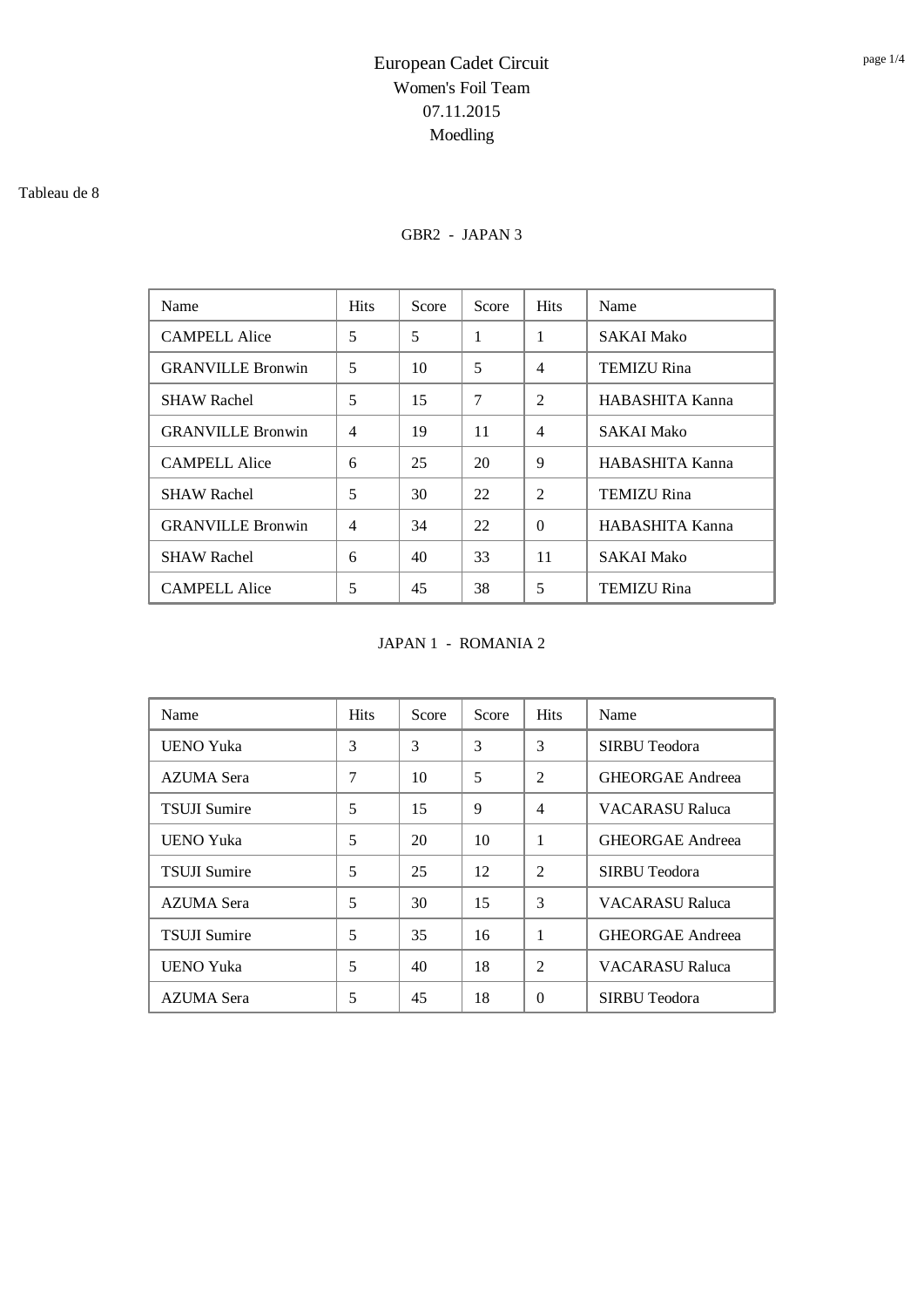# European Cadet Circuit

Women's Foil Team

07.11.2015

Moedling

Tableau de 8

GBR2 - JAPAN 3

| Name | Hits | Score | Score | Hits | Name |
|---|---|---|---|---|---|
| CAMPELL Alice | 5 | 5 | 1 | 1 | SAKAI Mako |
| GRANVILLE Bronwin | 5 | 10 | 5 | 4 | TEMIZU Rina |
| SHAW Rachel | 5 | 15 | 7 | 2 | HABASHITA Kanna |
| GRANVILLE Bronwin | 4 | 19 | 11 | 4 | SAKAI Mako |
| CAMPELL Alice | 6 | 25 | 20 | 9 | HABASHITA Kanna |
| SHAW Rachel | 5 | 30 | 22 | 2 | TEMIZU Rina |
| GRANVILLE Bronwin | 4 | 34 | 22 | 0 | HABASHITA Kanna |
| SHAW Rachel | 6 | 40 | 33 | 11 | SAKAI Mako |
| CAMPELL Alice | 5 | 45 | 38 | 5 | TEMIZU Rina |

JAPAN 1 - ROMANIA 2

| Name | Hits | Score | Score | Hits | Name |
|---|---|---|---|---|---|
| UENO Yuka | 3 | 3 | 3 | 3 | SIRBU Teodora |
| AZUMA Sera | 7 | 10 | 5 | 2 | GHEORGAE Andreea |
| TSUJI Sumire | 5 | 15 | 9 | 4 | VACARASU Raluca |
| UENO Yuka | 5 | 20 | 10 | 1 | GHEORGAE Andreea |
| TSUJI Sumire | 5 | 25 | 12 | 2 | SIRBU Teodora |
| AZUMA Sera | 5 | 30 | 15 | 3 | VACARASU Raluca |
| TSUJI Sumire | 5 | 35 | 16 | 1 | GHEORGAE Andreea |
| UENO Yuka | 5 | 40 | 18 | 2 | VACARASU Raluca |
| AZUMA Sera | 5 | 45 | 18 | 0 | SIRBU Teodora |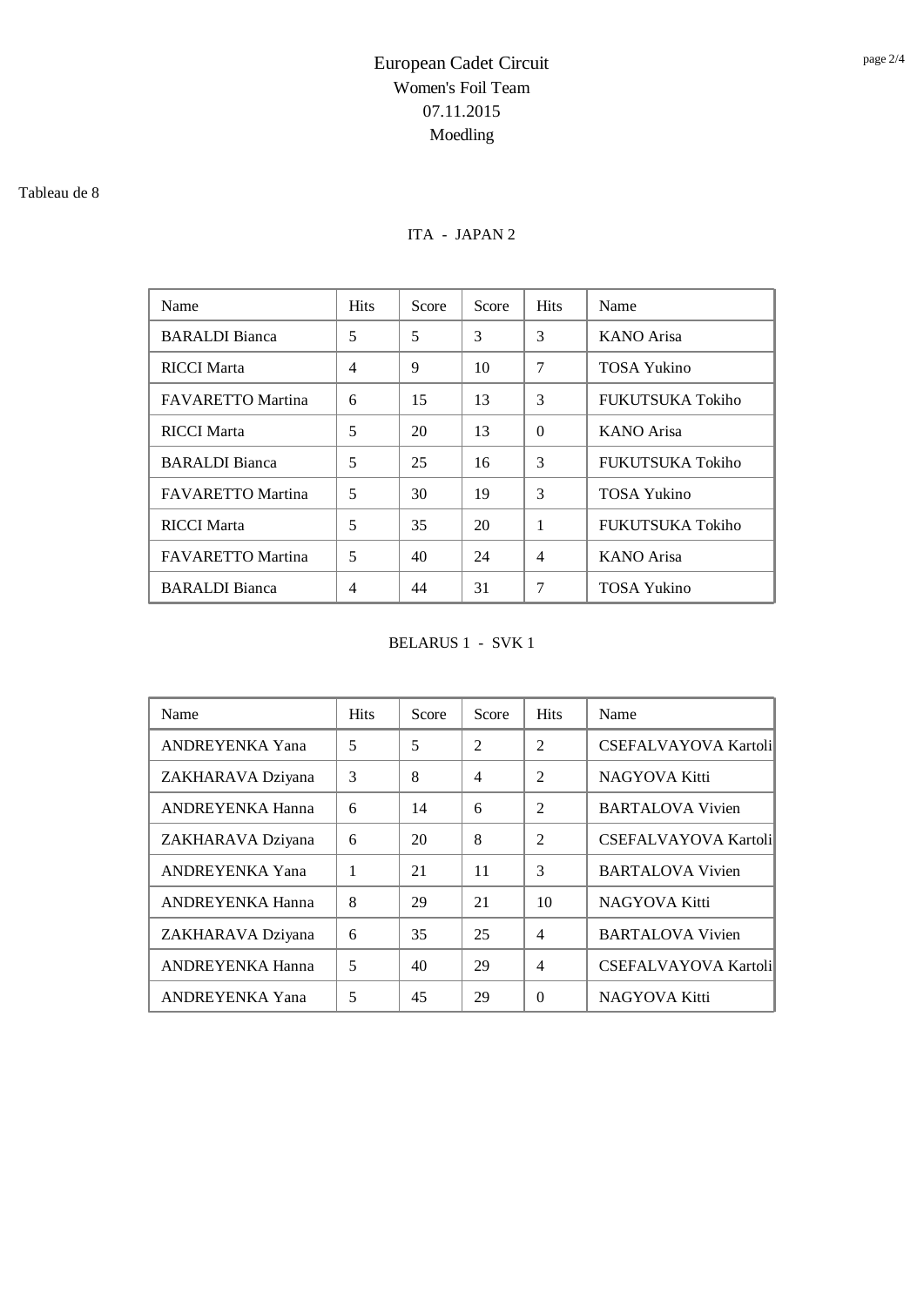# European Cadet Circuit

## Women's Foil Team

07.11.2015

Moedling

Tableau de 8

### ITA - JAPAN 2

| Name | Hits | Score | Score | Hits | Name |
|---|---|---|---|---|---|
| BARALDI Bianca | 5 | 5 | 3 | 3 | KANO Arisa |
| RICCI Marta | 4 | 9 | 10 | 7 | TOSA Yukino |
| FAVARETTO Martina | 6 | 15 | 13 | 3 | FUKUTSUKA Tokiho |
| RICCI Marta | 5 | 20 | 13 | 0 | KANO Arisa |
| BARALDI Bianca | 5 | 25 | 16 | 3 | FUKUTSUKA Tokiho |
| FAVARETTO Martina | 5 | 30 | 19 | 3 | TOSA Yukino |
| RICCI Marta | 5 | 35 | 20 | 1 | FUKUTSUKA Tokiho |
| FAVARETTO Martina | 5 | 40 | 24 | 4 | KANO Arisa |
| BARALDI Bianca | 4 | 44 | 31 | 7 | TOSA Yukino |

### BELARUS 1 - SVK 1

| Name | Hits | Score | Score | Hits | Name |
|---|---|---|---|---|---|
| ANDREYENKA Yana | 5 | 5 | 2 | 2 | CSEFALVAYOVA Kartoli |
| ZAKHARAVA Dziyana | 3 | 8 | 4 | 2 | NAGYOVA Kitti |
| ANDREYENKA Hanna | 6 | 14 | 6 | 2 | BARTALOVA Vivien |
| ZAKHARAVA Dziyana | 6 | 20 | 8 | 2 | CSEFALVAYOVA Kartoli |
| ANDREYENKA Yana | 1 | 21 | 11 | 3 | BARTALOVA Vivien |
| ANDREYENKA Hanna | 8 | 29 | 21 | 10 | NAGYOVA Kitti |
| ZAKHARAVA Dziyana | 6 | 35 | 25 | 4 | BARTALOVA Vivien |
| ANDREYENKA Hanna | 5 | 40 | 29 | 4 | CSEFALVAYOVA Kartoli |
| ANDREYENKA Yana | 5 | 45 | 29 | 0 | NAGYOVA Kitti |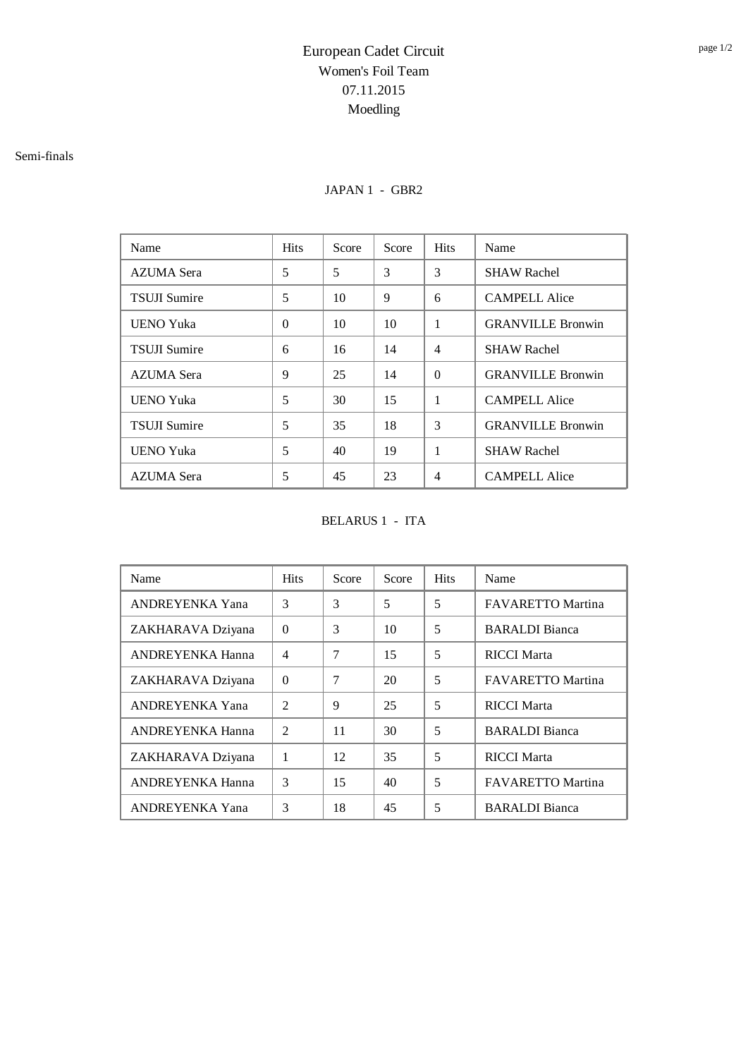# European Cadet Circuit
## Women's Foil Team
## 07.11.2015
## Moedling

Semi-finals

### JAPAN 1 - GBR2

| Name | Hits | Score | Score | Hits | Name |
|---|---|---|---|---|---|
| AZUMA Sera | 5 | 5 | 3 | 3 | SHAW Rachel |
| TSUJI Sumire | 5 | 10 | 9 | 6 | CAMPELL Alice |
| UENO Yuka | 0 | 10 | 10 | 1 | GRANVILLE Bronwin |
| TSUJI Sumire | 6 | 16 | 14 | 4 | SHAW Rachel |
| AZUMA Sera | 9 | 25 | 14 | 0 | GRANVILLE Bronwin |
| UENO Yuka | 5 | 30 | 15 | 1 | CAMPELL Alice |
| TSUJI Sumire | 5 | 35 | 18 | 3 | GRANVILLE Bronwin |
| UENO Yuka | 5 | 40 | 19 | 1 | SHAW Rachel |
| AZUMA Sera | 5 | 45 | 23 | 4 | CAMPELL Alice |

### BELARUS 1 - ITA

| Name | Hits | Score | Score | Hits | Name |
|---|---|---|---|---|---|
| ANDREYENKA Yana | 3 | 3 | 5 | 5 | FAVARETTO Martina |
| ZAKHARAVA Dziyana | 0 | 3 | 10 | 5 | BARALDI Bianca |
| ANDREYENKA Hanna | 4 | 7 | 15 | 5 | RICCI Marta |
| ZAKHARAVA Dziyana | 0 | 7 | 20 | 5 | FAVARETTO Martina |
| ANDREYENKA Yana | 2 | 9 | 25 | 5 | RICCI Marta |
| ANDREYENKA Hanna | 2 | 11 | 30 | 5 | BARALDI Bianca |
| ZAKHARAVA Dziyana | 1 | 12 | 35 | 5 | RICCI Marta |
| ANDREYENKA Hanna | 3 | 15 | 40 | 5 | FAVARETTO Martina |
| ANDREYENKA Yana | 3 | 18 | 45 | 5 | BARALDI Bianca |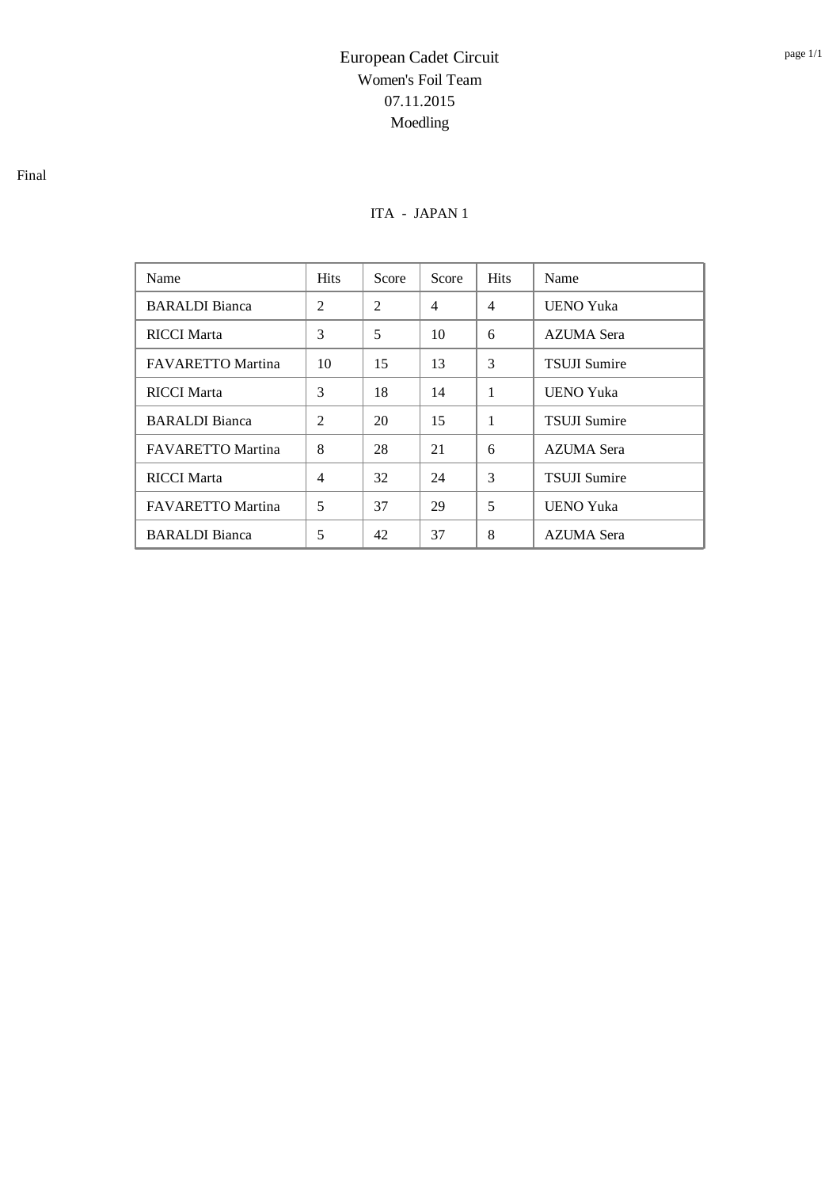# European Cadet Circuit
## Women's Foil Team
## 07.11.2015
## Moedling

Final

ITA - JAPAN 1

| Name | Hits | Score | Score | Hits | Name |
|---|---|---|---|---|---|
| BARALDI Bianca | 2 | 2 | 4 | 4 | UENO Yuka |
| RICCI Marta | 3 | 5 | 10 | 6 | AZUMA Sera |
| FAVARETTO Martina | 10 | 15 | 13 | 3 | TSUJI Sumire |
| RICCI Marta | 3 | 18 | 14 | 1 | UENO Yuka |
| BARALDI Bianca | 2 | 20 | 15 | 1 | TSUJI Sumire |
| FAVARETTO Martina | 8 | 28 | 21 | 6 | AZUMA Sera |
| RICCI Marta | 4 | 32 | 24 | 3 | TSUJI Sumire |
| FAVARETTO Martina | 5 | 37 | 29 | 5 | UENO Yuka |
| BARALDI Bianca | 5 | 42 | 37 | 8 | AZUMA Sera |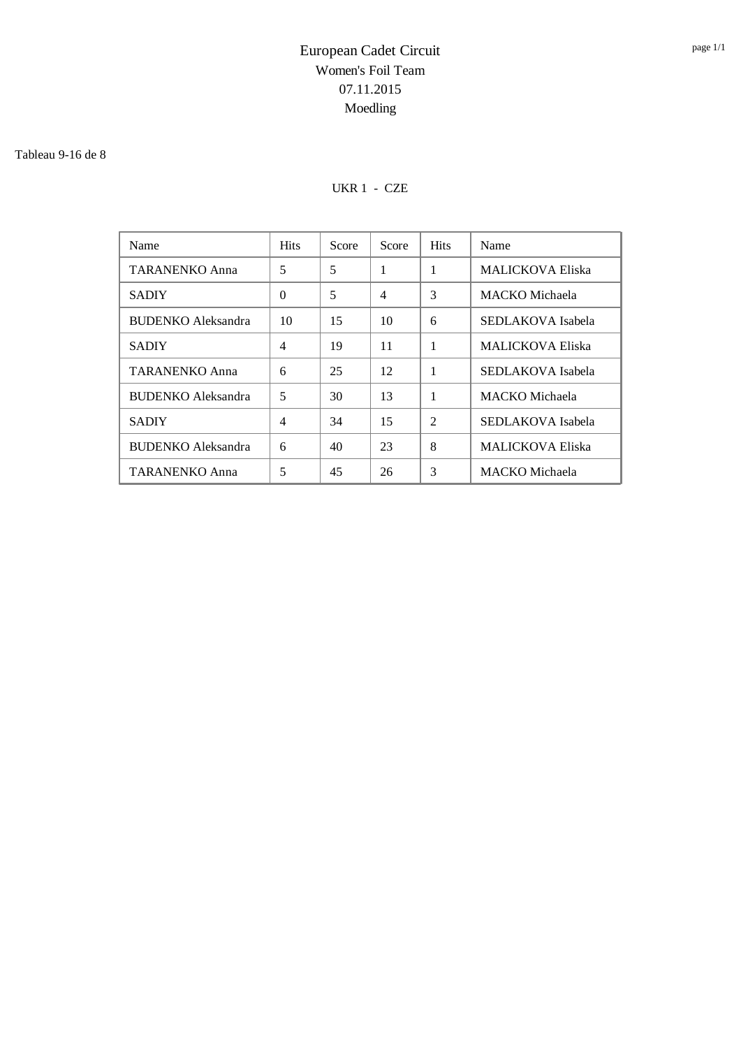# European Cadet Circuit
## Women's Foil Team
## 07.11.2015
## Moedling

Tableau 9-16 de 8

UKR 1 - CZE

| Name | Hits | Score | Score | Hits | Name |
|---|---|---|---|---|---|
| TARANENKO Anna | 5 | 5 | 1 | 1 | MALICKOVA Eliska |
| SADIY | 0 | 5 | 4 | 3 | MACKO Michaela |
| BUDENKO Aleksandra | 10 | 15 | 10 | 6 | SEDLAKOVA Isabela |
| SADIY | 4 | 19 | 11 | 1 | MALICKOVA Eliska |
| TARANENKO Anna | 6 | 25 | 12 | 1 | SEDLAKOVA Isabela |
| BUDENKO Aleksandra | 5 | 30 | 13 | 1 | MACKO Michaela |
| SADIY | 4 | 34 | 15 | 2 | SEDLAKOVA Isabela |
| BUDENKO Aleksandra | 6 | 40 | 23 | 8 | MALICKOVA Eliska |
| TARANENKO Anna | 5 | 45 | 26 | 3 | MACKO Michaela |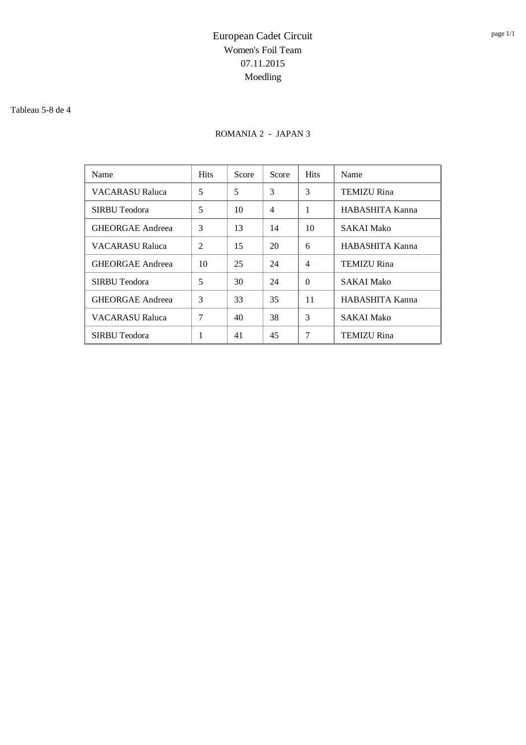# European Cadet Circuit

Women's Foil Team

07.11.2015

Moedling

Tableau 5-8 de 4

ROMANIA 2 - JAPAN 3

| Name | Hits | Score | Score | Hits | Name |
|---|---|---|---|---|---|
| VACARASU Raluca | 5 | 5 | 3 | 3 | TEMIZU Rina |
| SIRBU Teodora | 5 | 10 | 4 | 1 | HABASHITA Kanna |
| GHEORGAE Andreea | 3 | 13 | 14 | 10 | SAKAI Mako |
| VACARASU Raluca | 2 | 15 | 20 | 6 | HABASHITA Kanna |
| GHEORGAE Andreea | 10 | 25 | 24 | 4 | TEMIZU Rina |
| SIRBU Teodora | 5 | 30 | 24 | 0 | SAKAI Mako |
| GHEORGAE Andreea | 3 | 33 | 35 | 11 | HABASHITA Kanna |
| VACARASU Raluca | 7 | 40 | 38 | 3 | SAKAI Mako |
| SIRBU Teodora | 1 | 41 | 45 | 7 | TEMIZU Rina |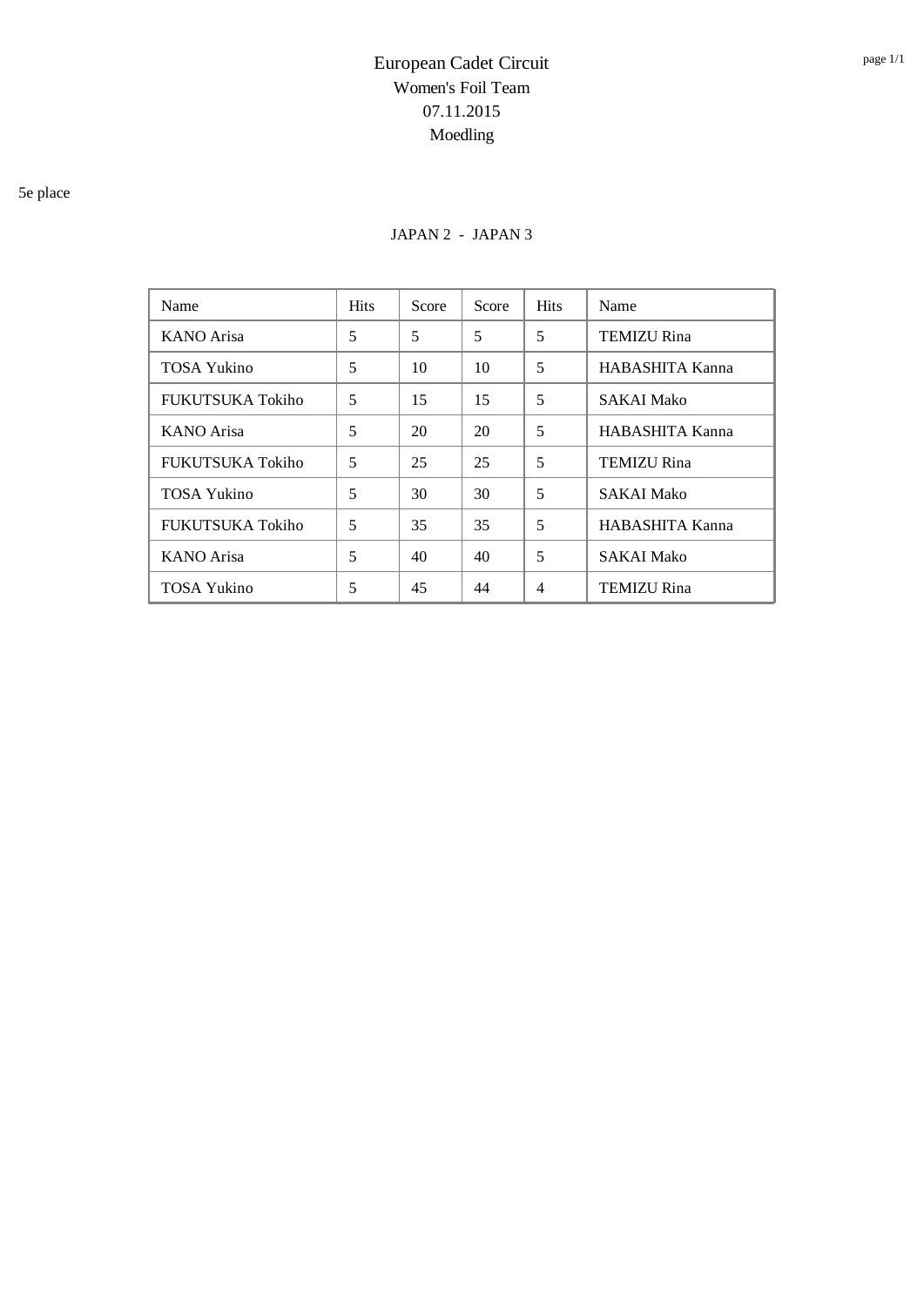# European Cadet Circuit
## Women's Foil Team
## 07.11.2015
## Moedling

5e place

JAPAN 2 - JAPAN 3

| Name | Hits | Score | Score | Hits | Name |
|---|---|---|---|---|---|
| KANO Arisa | 5 | 5 | 5 | 5 | TEMIZU Rina |
| TOSA Yukino | 5 | 10 | 10 | 5 | HABASHITA Kanna |
| FUKUTSUKA Tokiho | 5 | 15 | 15 | 5 | SAKAI Mako |
| KANO Arisa | 5 | 20 | 20 | 5 | HABASHITA Kanna |
| FUKUTSUKA Tokiho | 5 | 25 | 25 | 5 | TEMIZU Rina |
| TOSA Yukino | 5 | 30 | 30 | 5 | SAKAI Mako |
| FUKUTSUKA Tokiho | 5 | 35 | 35 | 5 | HABASHITA Kanna |
| KANO Arisa | 5 | 40 | 40 | 5 | SAKAI Mako |
| TOSA Yukino | 5 | 45 | 44 | 4 | TEMIZU Rina |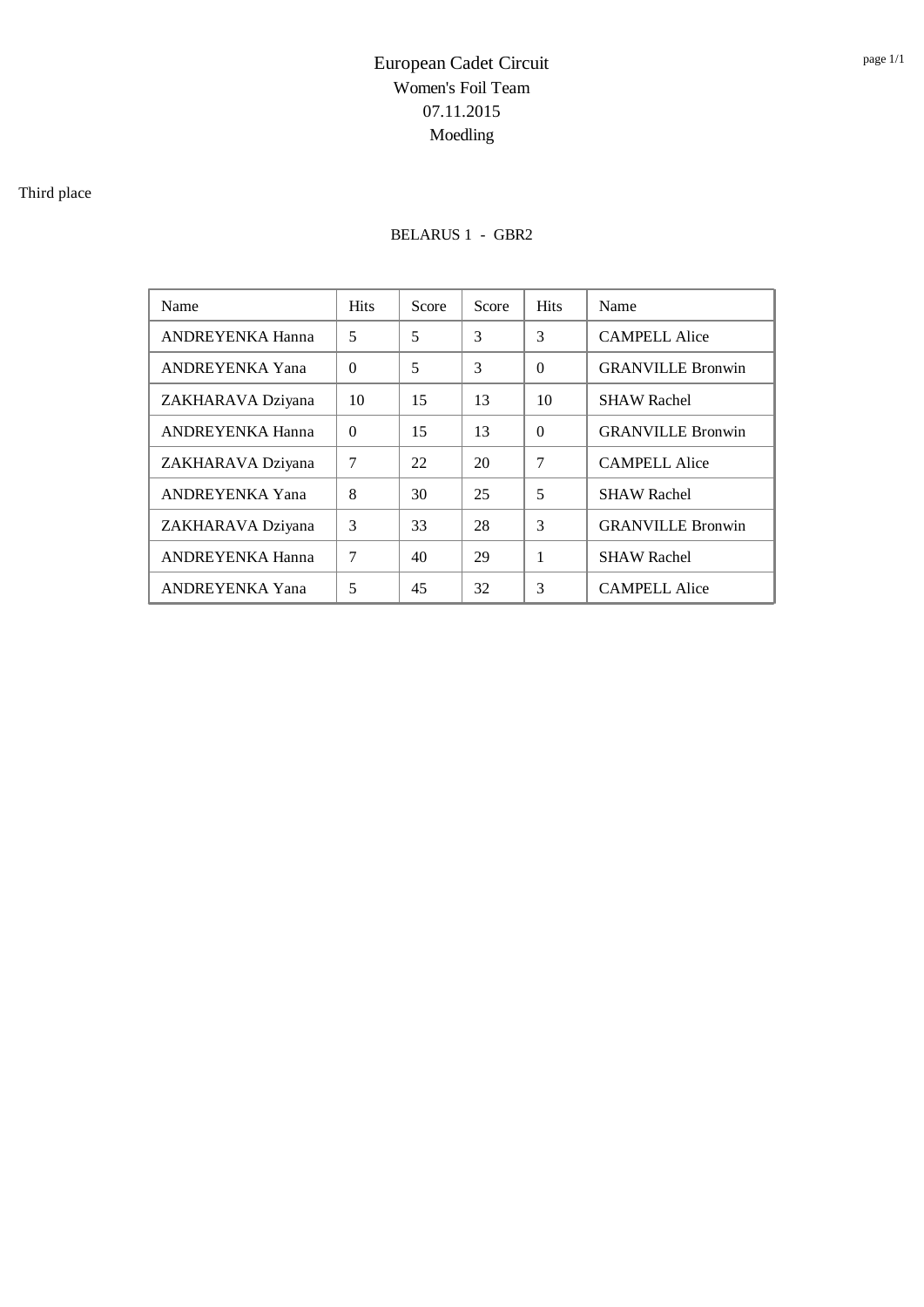# European Cadet Circuit

## Women's Foil Team

## 07.11.2015

## Moedling

Third place

BELARUS 1 - GBR2

| Name | Hits | Score | Score | Hits | Name |
| --- | --- | --- | --- | --- | --- |
| ANDREYENKA Hanna | 5 | 5 | 3 | 3 | CAMPELL Alice |
| ANDREYENKA Yana | 0 | 5 | 3 | 0 | GRANVILLE Bronwin |
| ZAKHARAVA Dziyana | 10 | 15 | 13 | 10 | SHAW Rachel |
| ANDREYENKA Hanna | 0 | 15 | 13 | 0 | GRANVILLE Bronwin |
| ZAKHARAVA Dziyana | 7 | 22 | 20 | 7 | CAMPELL Alice |
| ANDREYENKA Yana | 8 | 30 | 25 | 5 | SHAW Rachel |
| ZAKHARAVA Dziyana | 3 | 33 | 28 | 3 | GRANVILLE Bronwin |
| ANDREYENKA Hanna | 7 | 40 | 29 | 1 | SHAW Rachel |
| ANDREYENKA Yana | 5 | 45 | 32 | 3 | CAMPELL Alice |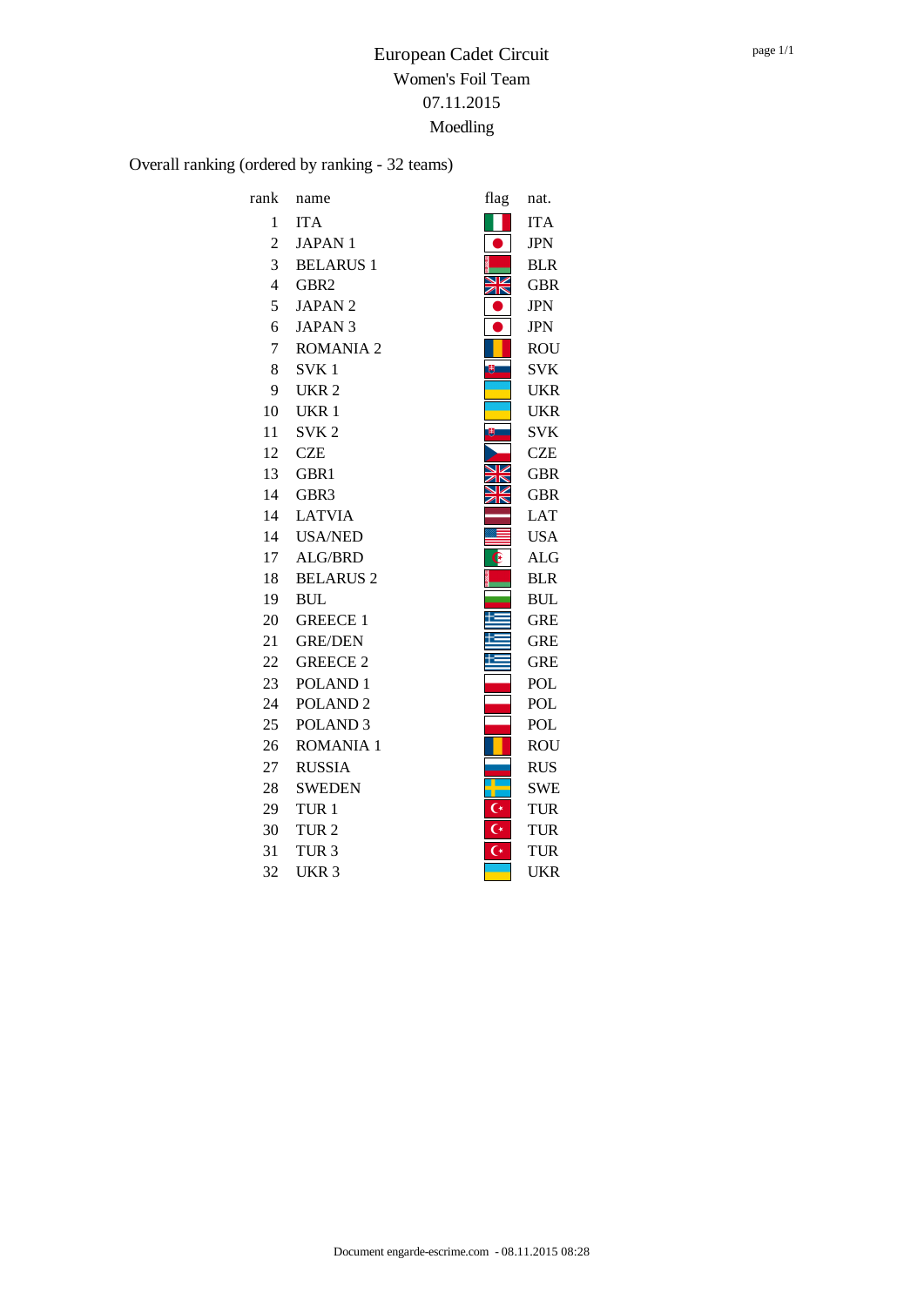# European Cadet Circuit

## Women's Foil Team

## 07.11.2015

## Moedling

Overall ranking (ordered by ranking - 32 teams)

| rank | name | flag | nat. |
|---|---|---|---|
| 1 | ITA | | ITA |
| 2 | JAPAN 1 | | JPN |
| 3 | BELARUS 1 | | BLR |
| 4 | GBR2 | | GBR |
| 5 | JAPAN 2 | | JPN |
| 6 | JAPAN 3 | | JPN |
| 7 | ROMANIA 2 | | ROU |
| 8 | SVK 1 | | SVK |
| 9 | UKR 2 | | UKR |
| 10 | UKR 1 | | UKR |
| 11 | SVK 2 | | SVK |
| 12 | CZE | | CZE |
| 13 | GBR1 | | GBR |
| 14 | GBR3 | | GBR |
| 14 | LATVIA | | LAT |
| 14 | USA/NED | | USA |
| 17 | ALG/BRD | | ALG |
| 18 | BELARUS 2 | | BLR |
| 19 | BUL | | BUL |
| 20 | GREECE 1 | | GRE |
| 21 | GRE/DEN | | GRE |
| 22 | GREECE 2 | | GRE |
| 23 | POLAND 1 | | POL |
| 24 | POLAND 2 | | POL |
| 25 | POLAND 3 | | POL |
| 26 | ROMANIA 1 | | ROU |
| 27 | RUSSIA | | RUS |
| 28 | SWEDEN | | SWE |
| 29 | TUR 1 | | TUR |
| 30 | TUR 2 | | TUR |
| 31 | TUR 3 | | TUR |
| 32 | UKR 3 | | UKR |

Document engarde-escrime.com - 08.11.2015 08:28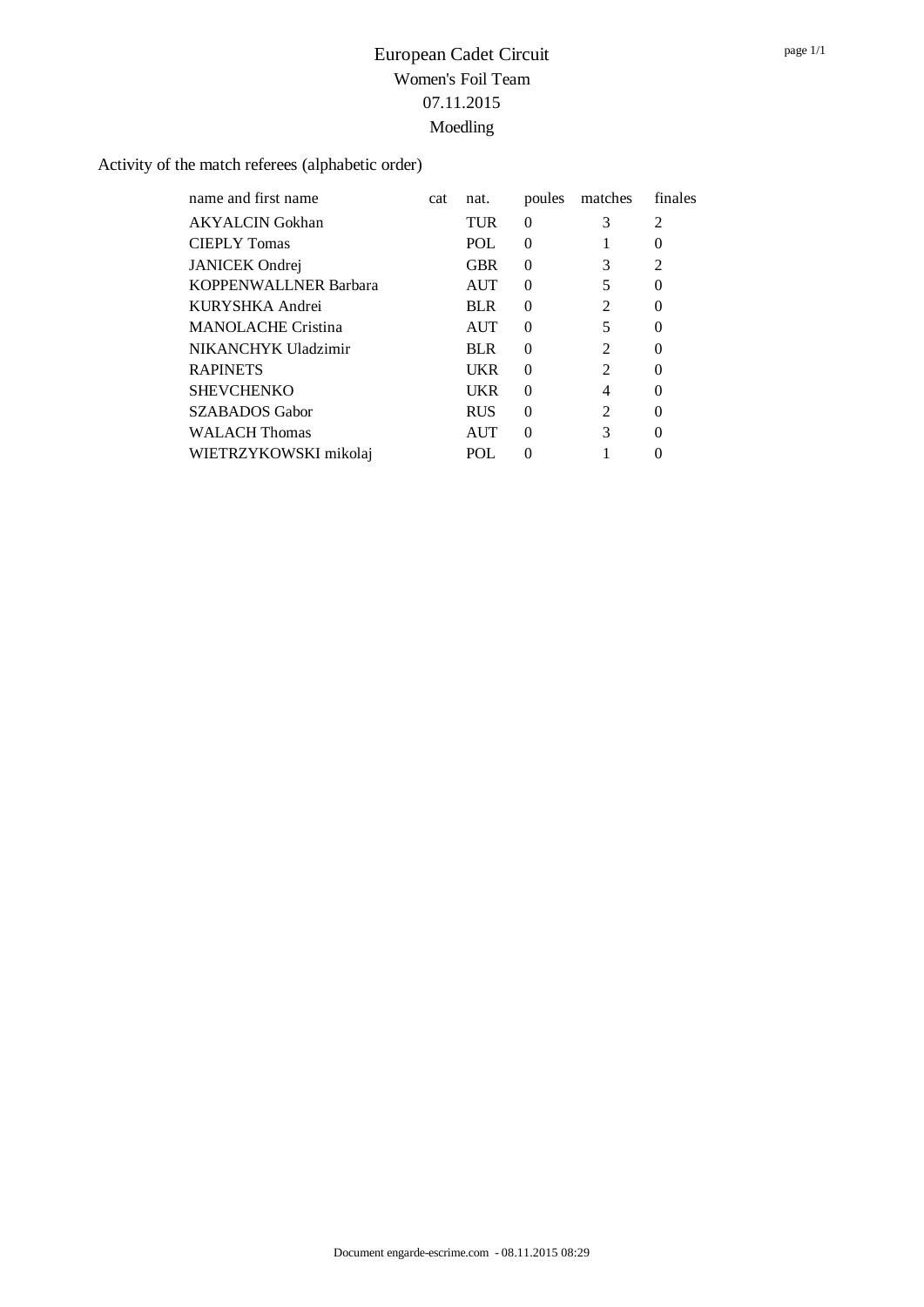# European Cadet Circuit
## Women's Foil Team
## 07.11.2015
## Moedling

Activity of the match referees (alphabetic order)

| name and first name | cat | nat. | poules | matches | finales |
|---|---|---|---|---|---|
| AKYALCIN Gokhan | | TUR | 0 | 3 | 2 |
| CIEPLY Tomas | | POL | 0 | 1 | 0 |
| JANICEK Ondrej | | GBR | 0 | 3 | 2 |
| KOPPENWALLNER Barbara | | AUT | 0 | 5 | 0 |
| KURYSHKA Andrei | | BLR | 0 | 2 | 0 |
| MANOLACHE Cristina | | AUT | 0 | 5 | 0 |
| NIKANCHYK Uladzimir | | BLR | 0 | 2 | 0 |
| RAPINETS | | UKR | 0 | 2 | 0 |
| SHEVCHENKO | | UKR | 0 | 4 | 0 |
| SZABADOS Gabor | | RUS | 0 | 2 | 0 |
| WALACH Thomas | | AUT | 0 | 3 | 0 |
| WIETRZYKOWSKI mikolaj | | POL | 0 | 1 | 0 |

Document engarde-escrime.com - 08.11.2015 08:29